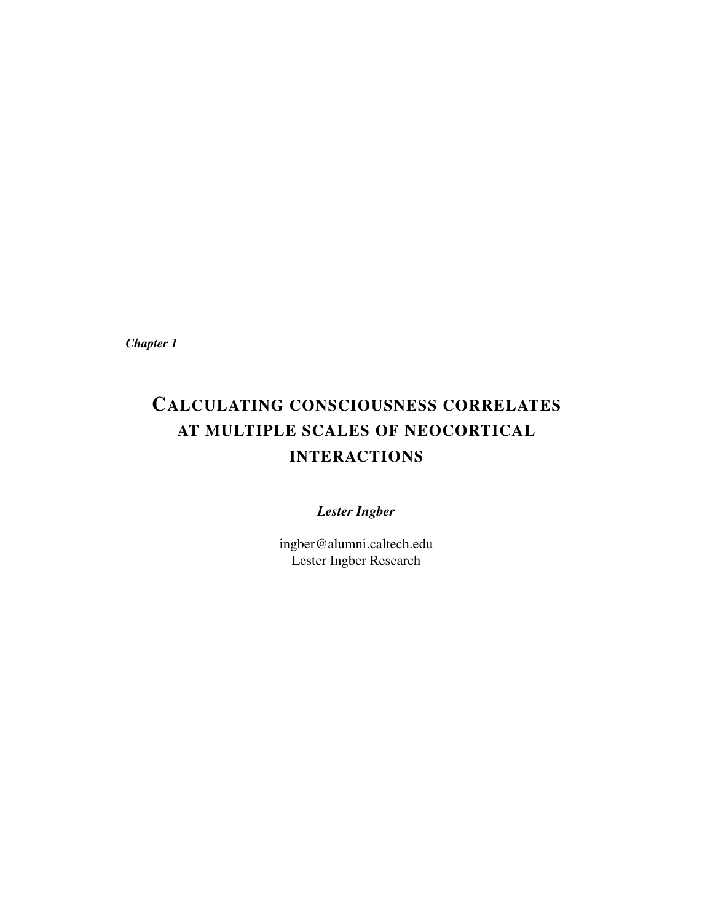***Chapter 1***

# CALCULATING CONSCIOUSNESS CORRELATES AT MULTIPLE SCALES OF NEOCORTICAL INTERACTIONS

***Lester Ingber***

ingber@alumni.caltech.edu
Lester Ingber Research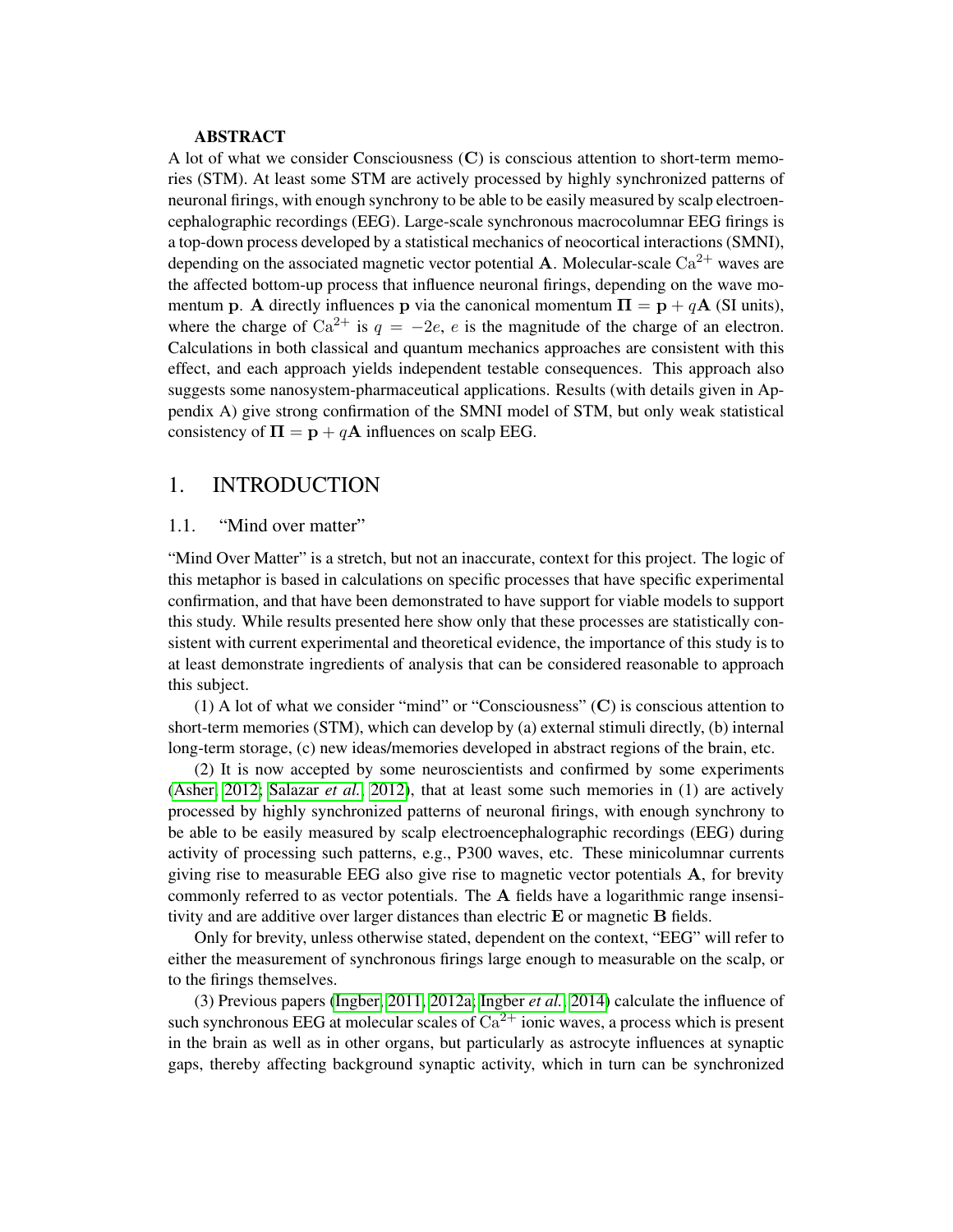**ABSTRACT**

A lot of what we consider Consciousness ($\mathbf{C}$) is conscious attention to short-term memories (STM). At least some STM are actively processed by highly synchronized patterns of neuronal firings, with enough synchrony to be able to be easily measured by scalp electroencephalographic recordings (EEG). Large-scale synchronous macrocolumnar EEG firings is a top-down process developed by a statistical mechanics of neocortical interactions (SMNI), depending on the associated magnetic vector potential $\mathbf{A}$. Molecular-scale $\mathrm{Ca}^{2+}$ waves are the affected bottom-up process that influence neuronal firings, depending on the wave momentum $\mathbf{p}$. $\mathbf{A}$ directly influences $\mathbf{p}$ via the canonical momentum $\mathbf{\Pi} = \mathbf{p} + q\mathbf{A}$ (SI units), where the charge of $\mathrm{Ca}^{2+}$ is $q = -2e$, $e$ is the magnitude of the charge of an electron. Calculations in both classical and quantum mechanics approaches are consistent with this effect, and each approach yields independent testable consequences. This approach also suggests some nanosystem-pharmaceutical applications. Results (with details given in Appendix A) give strong confirmation of the SMNI model of STM, but only weak statistical consistency of $\mathbf{\Pi} = \mathbf{p} + q\mathbf{A}$ influences on scalp EEG.

# 1. INTRODUCTION

## 1.1. "Mind over matter"

"Mind Over Matter" is a stretch, but not an inaccurate, context for this project. The logic of this metaphor is based in calculations on specific processes that have specific experimental confirmation, and that have been demonstrated to have support for viable models to support this study. While results presented here show only that these processes are statistically consistent with current experimental and theoretical evidence, the importance of this study is to at least demonstrate ingredients of analysis that can be considered reasonable to approach this subject.

(1) A lot of what we consider "mind" or "Consciousness" ($\mathbf{C}$) is conscious attention to short-term memories (STM), which can develop by (a) external stimuli directly, (b) internal long-term storage, (c) new ideas/memories developed in abstract regions of the brain, etc.

(2) It is now accepted by some neuroscientists and confirmed by some experiments (Asher, 2012; Salazar *et al.*, 2012), that at least some such memories in (1) are actively processed by highly synchronized patterns of neuronal firings, with enough synchrony to be able to be easily measured by scalp electroencephalographic recordings (EEG) during activity of processing such patterns, e.g., P300 waves, etc. These minicolumnar currents giving rise to measurable EEG also give rise to magnetic vector potentials $\mathbf{A}$, for brevity commonly referred to as vector potentials. The $\mathbf{A}$ fields have a logarithmic range insensitivity and are additive over larger distances than electric $\mathbf{E}$ or magnetic $\mathbf{B}$ fields.

Only for brevity, unless otherwise stated, dependent on the context, "EEG" will refer to either the measurement of synchronous firings large enough to measurable on the scalp, or to the firings themselves.

(3) Previous papers (Ingber, 2011, 2012a; Ingber *et al.*, 2014) calculate the influence of such synchronous EEG at molecular scales of $\mathrm{Ca}^{2+}$ ionic waves, a process which is present in the brain as well as in other organs, but particularly as astrocyte influences at synaptic gaps, thereby affecting background synaptic activity, which in turn can be synchronized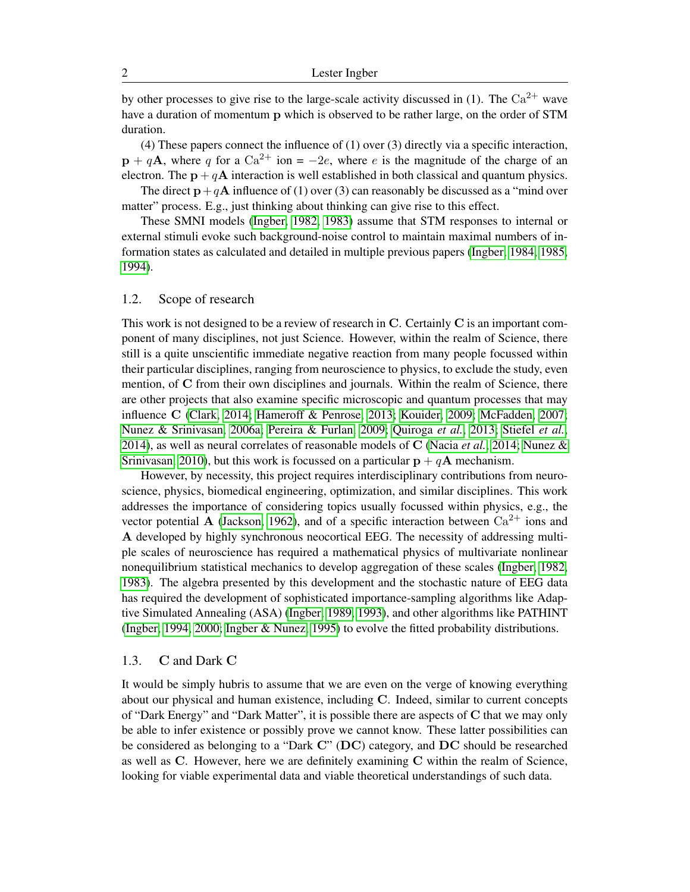by other processes to give rise to the large-scale activity discussed in (1). The $Ca^{2+}$ wave have a duration of momentum $\mathbf{p}$ which is observed to be rather large, on the order of STM duration.

(4) These papers connect the influence of (1) over (3) directly via a specific interaction, $\mathbf{p} + q\mathbf{A}$, where $q$ for a $Ca^{2+}$ ion = $-2e$, where $e$ is the magnitude of the charge of an electron. The $\mathbf{p} + q\mathbf{A}$ interaction is well established in both classical and quantum physics.

The direct $\mathbf{p} + q\mathbf{A}$ influence of (1) over (3) can reasonably be discussed as a "mind over matter" process. E.g., just thinking about thinking can give rise to this effect.

These SMNI models (Ingber, 1982, 1983) assume that STM responses to internal or external stimuli evoke such background-noise control to maintain maximal numbers of information states as calculated and detailed in multiple previous papers (Ingber, 1984, 1985, 1994).

## 1.2. Scope of research

This work is not designed to be a review of research in $\mathbf{C}$. Certainly $\mathbf{C}$ is an important component of many disciplines, not just Science. However, within the realm of Science, there still is a quite unscientific immediate negative reaction from many people focussed within their particular disciplines, ranging from neuroscience to physics, to exclude the study, even mention, of $\mathbf{C}$ from their own disciplines and journals. Within the realm of Science, there are other projects that also examine specific microscopic and quantum processes that may influence $\mathbf{C}$ (Clark, 2014; Hameroff & Penrose, 2013; Kouider, 2009; McFadden, 2007; Nunez & Srinivasan, 2006a; Pereira & Furlan, 2009; Quiroga *et al.*, 2013; Stiefel *et al.*, 2014), as well as neural correlates of reasonable models of $\mathbf{C}$ (Nacia *et al.*, 2014; Nunez & Srinivasan, 2010), but this work is focussed on a particular $\mathbf{p} + q\mathbf{A}$ mechanism.

However, by necessity, this project requires interdisciplinary contributions from neuroscience, physics, biomedical engineering, optimization, and similar disciplines. This work addresses the importance of considering topics usually focussed within physics, e.g., the vector potential $\mathbf{A}$ (Jackson, 1962), and of a specific interaction between $Ca^{2+}$ ions and $\mathbf{A}$ developed by highly synchronous neocortical EEG. The necessity of addressing multiple scales of neuroscience has required a mathematical physics of multivariate nonlinear nonequilibrium statistical mechanics to develop aggregation of these scales (Ingber, 1982, 1983). The algebra presented by this development and the stochastic nature of EEG data has required the development of sophisticated importance-sampling algorithms like Adaptive Simulated Annealing (ASA) (Ingber, 1989, 1993), and other algorithms like PATHINT (Ingber, 1994, 2000; Ingber & Nunez, 1995) to evolve the fitted probability distributions.

## 1.3. C and Dark C

It would be simply hubris to assume that we are even on the verge of knowing everything about our physical and human existence, including $\mathbf{C}$. Indeed, similar to current concepts of "Dark Energy" and "Dark Matter", it is possible there are aspects of $\mathbf{C}$ that we may only be able to infer existence or possibly prove we cannot know. These latter possibilities can be considered as belonging to a "Dark $\mathbf{C}$" ($\mathbf{DC}$) category, and $\mathbf{DC}$ should be researched as well as $\mathbf{C}$. However, here we are definitely examining $\mathbf{C}$ within the realm of Science, looking for viable experimental data and viable theoretical understandings of such data.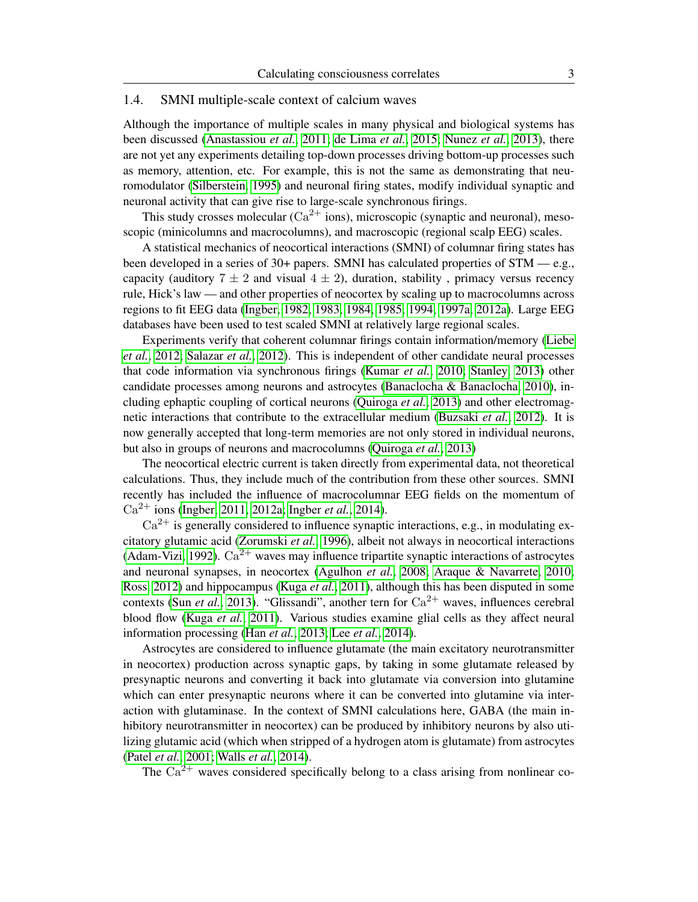### 1.4. SMNI multiple-scale context of calcium waves

Although the importance of multiple scales in many physical and biological systems has been discussed (Anastassiou *et al.*, 2011; de Lima *et al.*, 2015; Nunez *et al.*, 2013), there are not yet any experiments detailing top-down processes driving bottom-up processes such as memory, attention, etc. For example, this is not the same as demonstrating that neuromodulator (Silberstein, 1995) and neuronal firing states, modify individual synaptic and neuronal activity that can give rise to large-scale synchronous firings.

This study crosses molecular ($\mathrm{Ca}^{2+}$ ions), microscopic (synaptic and neuronal), mesoscopic (minicolumns and macrocolumns), and macroscopic (regional scalp EEG) scales.

A statistical mechanics of neocortical interactions (SMNI) of columnar firing states has been developed in a series of 30+ papers. SMNI has calculated properties of STM — e.g., capacity (auditory $7 \pm 2$ and visual $4 \pm 2$), duration, stability , primacy versus recency rule, Hick's law — and other properties of neocortex by scaling up to macrocolumns across regions to fit EEG data (Ingber, 1982, 1983, 1984, 1985, 1994, 1997a, 2012a). Large EEG databases have been used to test scaled SMNI at relatively large regional scales.

Experiments verify that coherent columnar firings contain information/memory (Liebe *et al.*, 2012; Salazar *et al.*, 2012). This is independent of other candidate neural processes that code information via synchronous firings (Kumar *et al.*, 2010; Stanley, 2013) other candidate processes among neurons and astrocytes (Banaclocha & Banaclocha, 2010), including ephaptic coupling of cortical neurons (Quiroga *et al.*, 2013) and other electromagnetic interactions that contribute to the extracellular medium (Buzsaki *et al.*, 2012). It is now generally accepted that long-term memories are not only stored in individual neurons, but also in groups of neurons and macrocolumns (Quiroga *et al.*, 2013)

The neocortical electric current is taken directly from experimental data, not theoretical calculations. Thus, they include much of the contribution from these other sources. SMNI recently has included the influence of macrocolumnar EEG fields on the momentum of $\mathrm{Ca}^{2+}$ ions (Ingber, 2011, 2012a; Ingber *et al.*, 2014).

$\mathrm{Ca}^{2+}$ is generally considered to influence synaptic interactions, e.g., in modulating excitatory glutamic acid (Zorumski *et al.*, 1996), albeit not always in neocortical interactions (Adam-Vizi, 1992). $\mathrm{Ca}^{2+}$ waves may influence tripartite synaptic interactions of astrocytes and neuronal synapses, in neocortex (Agulhon *et al.*, 2008; Araque & Navarrete, 2010; Ross, 2012) and hippocampus (Kuga *et al.*, 2011), although this has been disputed in some contexts (Sun *et al.*, 2013). "Glissandi", another tern for $\mathrm{Ca}^{2+}$ waves, influences cerebral blood flow (Kuga *et al.*, 2011). Various studies examine glial cells as they affect neural information processing (Han *et al.*, 2013; Lee *et al.*, 2014).

Astrocytes are considered to influence glutamate (the main excitatory neurotransmitter in neocortex) production across synaptic gaps, by taking in some glutamate released by presynaptic neurons and converting it back into glutamate via conversion into glutamine which can enter presynaptic neurons where it can be converted into glutamine via interaction with glutaminase. In the context of SMNI calculations here, GABA (the main inhibitory neurotransmitter in neocortex) can be produced by inhibitory neurons by also utilizing glutamic acid (which when stripped of a hydrogen atom is glutamate) from astrocytes (Patel *et al.*, 2001; Walls *et al.*, 2014).

The $\mathrm{Ca}^{2+}$ waves considered specifically belong to a class arising from nonlinear co-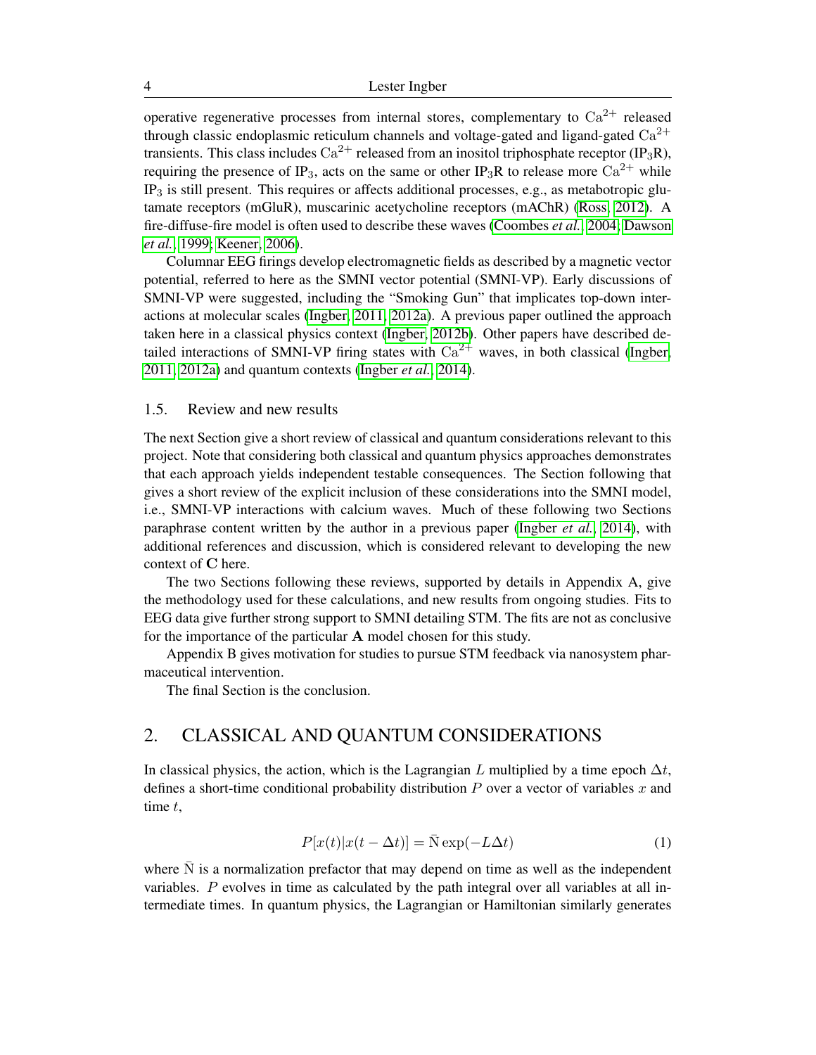operative regenerative processes from internal stores, complementary to $\mathrm{Ca}^{2+}$ released through classic endoplasmic reticulum channels and voltage-gated and ligand-gated $\mathrm{Ca}^{2+}$ transients. This class includes $\mathrm{Ca}^{2+}$ released from an inositol triphosphate receptor ($\mathrm{IP}_3\mathrm{R}$), requiring the presence of $\mathrm{IP}_3$, acts on the same or other $\mathrm{IP}_3\mathrm{R}$ to release more $\mathrm{Ca}^{2+}$ while $\mathrm{IP}_3$ is still present. This requires or affects additional processes, e.g., as metabotropic glutamate receptors (mGluR), muscarinic acetycholine receptors (mAChR) (Ross, 2012). A fire-diffuse-fire model is often used to describe these waves (Coombes *et al.*, 2004; Dawson *et al.*, 1999; Keener, 2006).

Columnar EEG firings develop electromagnetic fields as described by a magnetic vector potential, referred to here as the SMNI vector potential (SMNI-VP). Early discussions of SMNI-VP were suggested, including the "Smoking Gun" that implicates top-down interactions at molecular scales (Ingber, 2011, 2012a). A previous paper outlined the approach taken here in a classical physics context (Ingber, 2012b). Other papers have described detailed interactions of SMNI-VP firing states with $\mathrm{Ca}^{2+}$ waves, in both classical (Ingber, 2011, 2012a) and quantum contexts (Ingber *et al.*, 2014).

### 1.5. Review and new results

The next Section give a short review of classical and quantum considerations relevant to this project. Note that considering both classical and quantum physics approaches demonstrates that each approach yields independent testable consequences. The Section following that gives a short review of the explicit inclusion of these considerations into the SMNI model, i.e., SMNI-VP interactions with calcium waves. Much of these following two Sections paraphrase content written by the author in a previous paper (Ingber *et al.*, 2014), with additional references and discussion, which is considered relevant to developing the new context of $\mathbf{C}$ here.

The two Sections following these reviews, supported by details in Appendix A, give the methodology used for these calculations, and new results from ongoing studies. Fits to EEG data give further strong support to SMNI detailing STM. The fits are not as conclusive for the importance of the particular $\mathbf{A}$ model chosen for this study.

Appendix B gives motivation for studies to pursue STM feedback via nanosystem pharmaceutical intervention.

The final Section is the conclusion.

## 2. CLASSICAL AND QUANTUM CONSIDERATIONS

In classical physics, the action, which is the Lagrangian $L$ multiplied by a time epoch $\Delta t$, defines a short-time conditional probability distribution $P$ over a vector of variables $x$ and time $t$,

$$P[x(t)|x(t-\Delta t)] = \bar{\mathrm{N}} \exp(-L\Delta t) \tag{1}$$

where $\bar{\mathrm{N}}$ is a normalization prefactor that may depend on time as well as the independent variables. $P$ evolves in time as calculated by the path integral over all variables at all intermediate times. In quantum physics, the Lagrangian or Hamiltonian similarly generates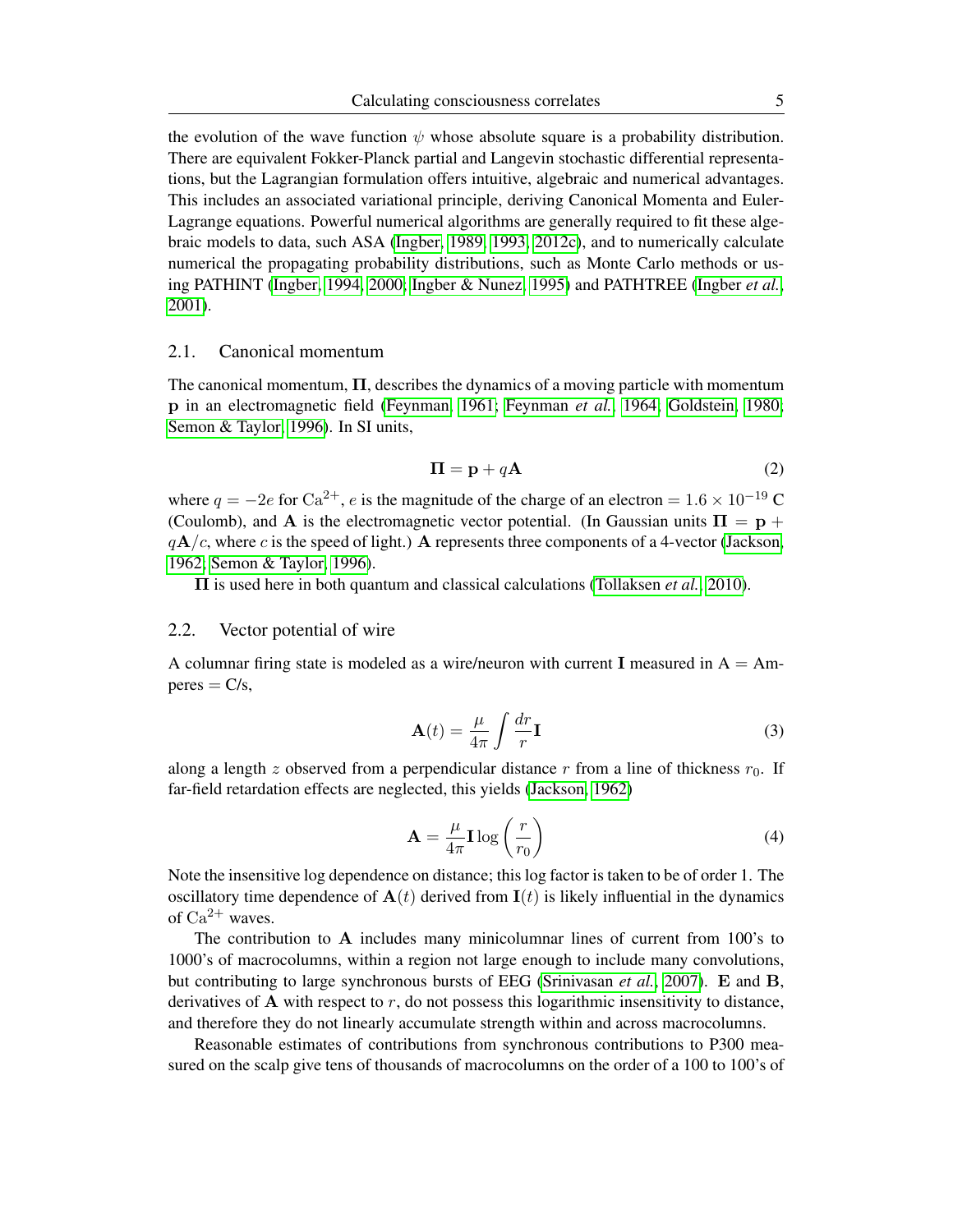the evolution of the wave function $\psi$ whose absolute square is a probability distribution. There are equivalent Fokker-Planck partial and Langevin stochastic differential representations, but the Lagrangian formulation offers intuitive, algebraic and numerical advantages. This includes an associated variational principle, deriving Canonical Momenta and Euler-Lagrange equations. Powerful numerical algorithms are generally required to fit these algebraic models to data, such ASA (Ingber, 1989, 1993, 2012c), and to numerically calculate numerical the propagating probability distributions, such as Monte Carlo methods or using PATHINT (Ingber, 1994, 2000; Ingber & Nunez, 1995) and PATHTREE (Ingber *et al.*, 2001).

## 2.1. Canonical momentum

The canonical momentum, $\mathbf{\Pi}$, describes the dynamics of a moving particle with momentum $\mathbf{p}$ in an electromagnetic field (Feynman, 1961; Feynman *et al.*, 1964; Goldstein, 1980; Semon & Taylor, 1996). In SI units,

$$\mathbf{\Pi} = \mathbf{p} + q\mathbf{A} \tag{2}$$

where $q = -2e$ for $\mathrm{Ca}^{2+}$, $e$ is the magnitude of the charge of an electron $= 1.6 \times 10^{-19}$ C (Coulomb), and $\mathbf{A}$ is the electromagnetic vector potential. (In Gaussian units $\mathbf{\Pi} = \mathbf{p} + q\mathbf{A}/c$, where $c$ is the speed of light.) $\mathbf{A}$ represents three components of a 4-vector (Jackson, 1962; Semon & Taylor, 1996).

$\mathbf{\Pi}$ is used here in both quantum and classical calculations (Tollaksen *et al.*, 2010).

## 2.2. Vector potential of wire

A columnar firing state is modeled as a wire/neuron with current $\mathbf{I}$ measured in A = Amperes = C/s,

$$\mathbf{A}(t) = \frac{\mu}{4\pi} \int \frac{dr}{r} \mathbf{I} \tag{3}$$

along a length $z$ observed from a perpendicular distance $r$ from a line of thickness $r_0$. If far-field retardation effects are neglected, this yields (Jackson, 1962)

$$\mathbf{A} = \frac{\mu}{4\pi} \mathbf{I} \log\left(\frac{r}{r_0}\right) \tag{4}$$

Note the insensitive log dependence on distance; this log factor is taken to be of order 1. The oscillatory time dependence of $\mathbf{A}(t)$ derived from $\mathbf{I}(t)$ is likely influential in the dynamics of $\mathrm{Ca}^{2+}$ waves.

The contribution to $\mathbf{A}$ includes many minicolumnar lines of current from 100's to 1000's of macrocolumns, within a region not large enough to include many convolutions, but contributing to large synchronous bursts of EEG (Srinivasan *et al.*, 2007). $\mathbf{E}$ and $\mathbf{B}$, derivatives of $\mathbf{A}$ with respect to $r$, do not possess this logarithmic insensitivity to distance, and therefore they do not linearly accumulate strength within and across macrocolumns.

Reasonable estimates of contributions from synchronous contributions to P300 measured on the scalp give tens of thousands of macrocolumns on the order of a 100 to 100's of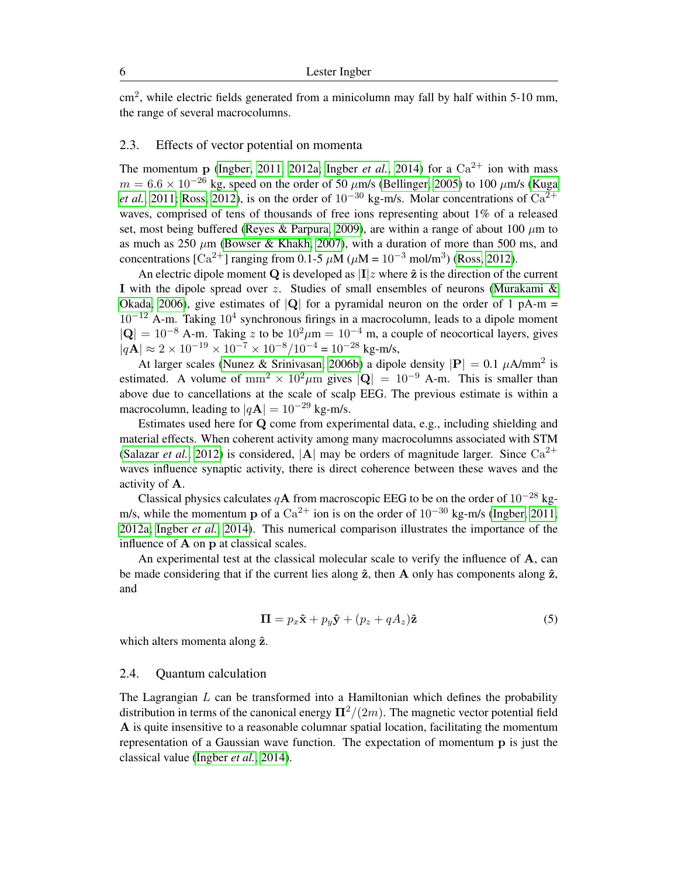cm$^2$, while electric fields generated from a minicolumn may fall by half within 5-10 mm, the range of several macrocolumns.

### 2.3. Effects of vector potential on momenta

The momentum $\mathbf{p}$ (Ingber, 2011, 2012a; Ingber *et al.*, 2014) for a $Ca^{2+}$ ion with mass $m = 6.6 \times 10^{-26}$ kg, speed on the order of 50 $\mu$m/s (Bellinger, 2005) to 100 $\mu$m/s (Kuga *et al.*, 2011; Ross, 2012), is on the order of $10^{-30}$ kg-m/s. Molar concentrations of $Ca^{2+}$ waves, comprised of tens of thousands of free ions representing about 1% of a released set, most being buffered (Reyes & Parpura, 2009), are within a range of about 100 $\mu$m to as much as 250 $\mu$m (Bowser & Khakh, 2007), with a duration of more than 500 ms, and concentrations $[Ca^{2+}]$ ranging from 0.1-5 $\mu$M ($\mu$M = $10^{-3}$ mol/m$^3$) (Ross, 2012).

An electric dipole moment $\mathbf{Q}$ is developed as $|\mathbf{I}|z$ where $\hat{\mathbf{z}}$ is the direction of the current $\mathbf{I}$ with the dipole spread over $z$. Studies of small ensembles of neurons (Murakami & Okada, 2006), give estimates of $|\mathbf{Q}|$ for a pyramidal neuron on the order of 1 pA-m = $10^{-12}$ A-m. Taking $10^4$ synchronous firings in a macrocolumn, leads to a dipole moment $|\mathbf{Q}| = 10^{-8}$ A-m. Taking $z$ to be $10^2 \mu\text{m} = 10^{-4}$ m, a couple of neocortical layers, gives $|q\mathbf{A}| \approx 2 \times 10^{-19} \times 10^{-7} \times 10^{-8}/10^{-4} = 10^{-28}$ kg-m/s,

At larger scales (Nunez & Srinivasan, 2006b) a dipole density $|\mathbf{P}| = 0.1$ $\mu$A/mm$^2$ is estimated. A volume of $\text{mm}^2 \times 10^2 \mu\text{m}$ gives $|\mathbf{Q}| = 10^{-9}$ A-m. This is smaller than above due to cancellations at the scale of scalp EEG. The previous estimate is within a macrocolumn, leading to $|q\mathbf{A}| = 10^{-29}$ kg-m/s.

Estimates used here for $\mathbf{Q}$ come from experimental data, e.g., including shielding and material effects. When coherent activity among many macrocolumns associated with STM (Salazar *et al.*, 2012) is considered, $|\mathbf{A}|$ may be orders of magnitude larger. Since $Ca^{2+}$ waves influence synaptic activity, there is direct coherence between these waves and the activity of $\mathbf{A}$.

Classical physics calculates $q\mathbf{A}$ from macroscopic EEG to be on the order of $10^{-28}$ kg-m/s, while the momentum $\mathbf{p}$ of a $Ca^{2+}$ ion is on the order of $10^{-30}$ kg-m/s (Ingber, 2011, 2012a; Ingber *et al.*, 2014). This numerical comparison illustrates the importance of the influence of $\mathbf{A}$ on $\mathbf{p}$ at classical scales.

An experimental test at the classical molecular scale to verify the influence of $\mathbf{A}$, can be made considering that if the current lies along $\hat{\mathbf{z}}$, then $\mathbf{A}$ only has components along $\hat{\mathbf{z}}$, and

$$\mathbf{\Pi} = p_x \hat{\mathbf{x}} + p_y \hat{\mathbf{y}} + (p_z + qA_z)\hat{\mathbf{z}} \tag{5}$$

which alters momenta along $\hat{\mathbf{z}}$.

### 2.4. Quantum calculation

The Lagrangian $L$ can be transformed into a Hamiltonian which defines the probability distribution in terms of the canonical energy $\mathbf{\Pi}^2/(2m)$. The magnetic vector potential field $\mathbf{A}$ is quite insensitive to a reasonable columnar spatial location, facilitating the momentum representation of a Gaussian wave function. The expectation of momentum $\mathbf{p}$ is just the classical value (Ingber *et al.*, 2014).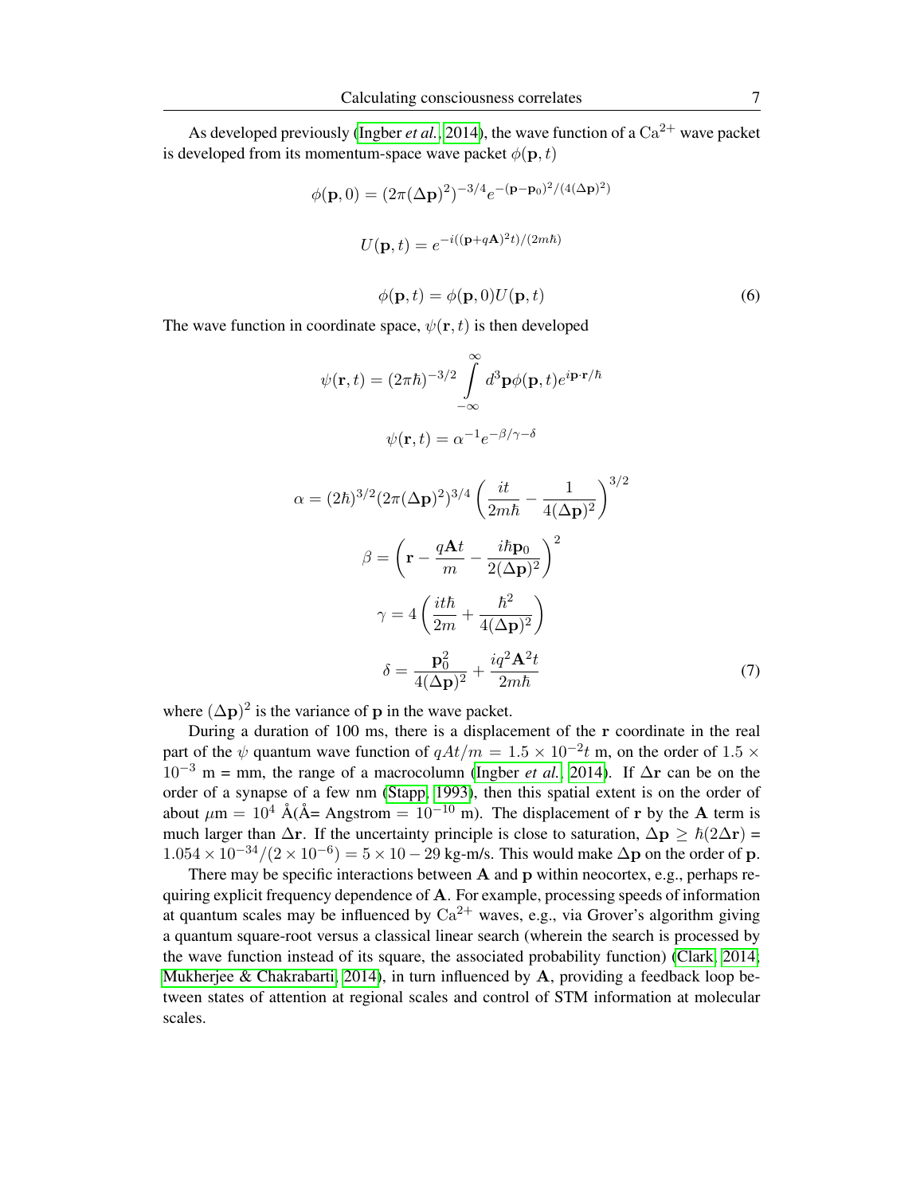As developed previously (Ingber *et al.*, 2014), the wave function of a $Ca^{2+}$ wave packet is developed from its momentum-space wave packet $\phi(\mathbf{p}, t)$

$$\phi(\mathbf{p}, 0) = (2\pi(\Delta\mathbf{p})^2)^{-3/4} e^{-(\mathbf{p}-\mathbf{p}_0)^2/(4(\Delta\mathbf{p})^2)}$$

$$U(\mathbf{p}, t) = e^{-i((\mathbf{p}+q\mathbf{A})^2 t)/(2m\hbar)}$$

$$\phi(\mathbf{p}, t) = \phi(\mathbf{p}, 0) U(\mathbf{p}, t) \tag{6}$$

The wave function in coordinate space, $\psi(\mathbf{r}, t)$ is then developed

$$\psi(\mathbf{r}, t) = (2\pi\hbar)^{-3/2} \int_{-\infty}^{\infty} d^3\mathbf{p} \phi(\mathbf{p}, t) e^{i\mathbf{p}\cdot\mathbf{r}/\hbar}$$

$$\psi(\mathbf{r}, t) = \alpha^{-1} e^{-\beta/\gamma - \delta}$$

$$\alpha = (2\hbar)^{3/2} (2\pi(\Delta\mathbf{p})^2)^{3/4} \left( \frac{it}{2m\hbar} - \frac{1}{4(\Delta\mathbf{p})^2} \right)^{3/2}$$

$$\beta = \left( \mathbf{r} - \frac{q\mathbf{A}t}{m} - \frac{i\hbar\mathbf{p}_0}{2(\Delta\mathbf{p})^2} \right)^2$$

$$\gamma = 4 \left( \frac{it\hbar}{2m} + \frac{\hbar^2}{4(\Delta\mathbf{p})^2} \right)$$

$$\delta = \frac{\mathbf{p}_0^2}{4(\Delta\mathbf{p})^2} + \frac{iq^2\mathbf{A}^2 t}{2m\hbar} \tag{7}$$

where $(\Delta\mathbf{p})^2$ is the variance of $\mathbf{p}$ in the wave packet.

During a duration of 100 ms, there is a displacement of the $\mathbf{r}$ coordinate in the real part of the $\psi$ quantum wave function of $qAt/m = 1.5 \times 10^{-2} t$ m, on the order of $1.5 \times 10^{-3}$ m = mm, the range of a macrocolumn (Ingber *et al.*, 2014). If $\Delta\mathbf{r}$ can be on the order of a synapse of a few nm (Stapp, 1993), then this spatial extent is on the order of about $\mu$m = $10^4$ Å(Å= Angstrom = $10^{-10}$ m). The displacement of $\mathbf{r}$ by the $\mathbf{A}$ term is much larger than $\Delta\mathbf{r}$. If the uncertainty principle is close to saturation, $\Delta\mathbf{p} \geq \hbar(2\Delta\mathbf{r})$ = $1.054 \times 10^{-34}/(2 \times 10^{-6}) = 5 \times 10 - 29$ kg-m/s. This would make $\Delta\mathbf{p}$ on the order of $\mathbf{p}$.

There may be specific interactions between $\mathbf{A}$ and $\mathbf{p}$ within neocortex, e.g., perhaps requiring explicit frequency dependence of $\mathbf{A}$. For example, processing speeds of information at quantum scales may be influenced by $Ca^{2+}$ waves, e.g., via Grover's algorithm giving a quantum square-root versus a classical linear search (wherein the search is processed by the wave function instead of its square, the associated probability function) (Clark, 2014; Mukherjee & Chakrabarti, 2014), in turn influenced by $\mathbf{A}$, providing a feedback loop between states of attention at regional scales and control of STM information at molecular scales.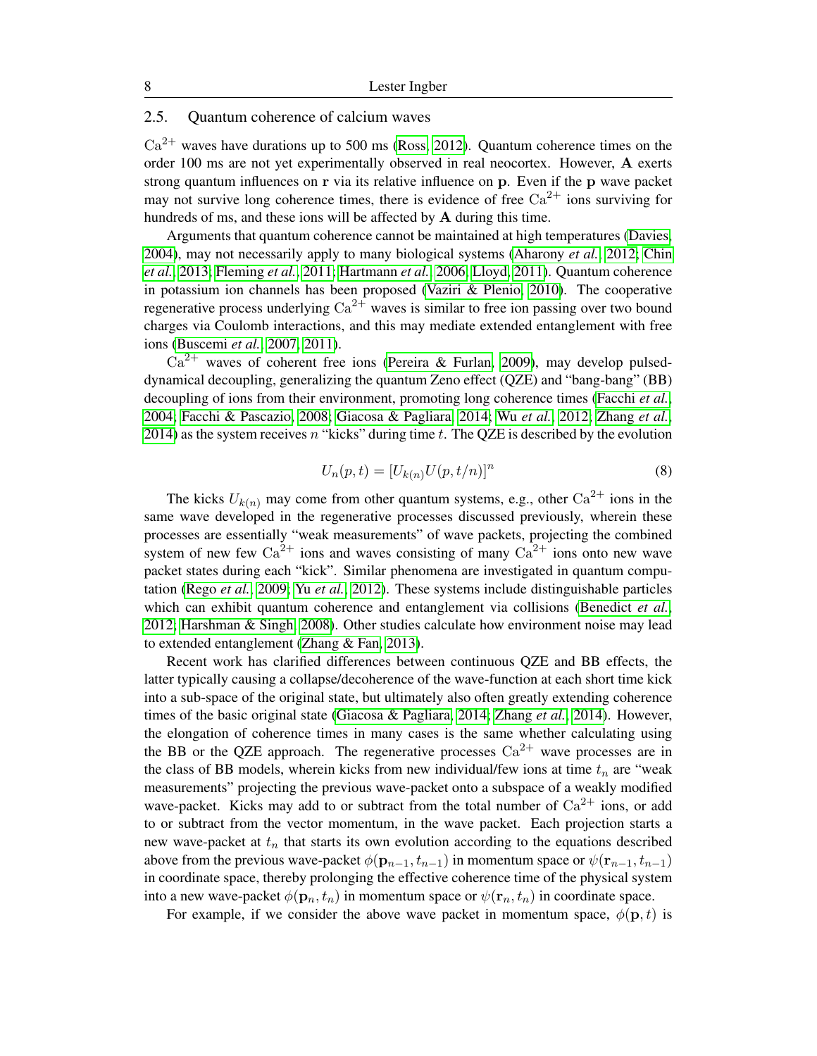### 2.5. Quantum coherence of calcium waves

$Ca^{2+}$ waves have durations up to 500 ms (Ross, 2012). Quantum coherence times on the order 100 ms are not yet experimentally observed in real neocortex. However, $\mathbf{A}$ exerts strong quantum influences on $\mathbf{r}$ via its relative influence on $\mathbf{p}$. Even if the $\mathbf{p}$ wave packet may not survive long coherence times, there is evidence of free $Ca^{2+}$ ions surviving for hundreds of ms, and these ions will be affected by $\mathbf{A}$ during this time.

Arguments that quantum coherence cannot be maintained at high temperatures (Davies, 2004), may not necessarily apply to many biological systems (Aharony *et al.*, 2012; Chin *et al.*, 2013; Fleming *et al.*, 2011; Hartmann *et al.*, 2006; Lloyd, 2011). Quantum coherence in potassium ion channels has been proposed (Vaziri & Plenio, 2010). The cooperative regenerative process underlying $Ca^{2+}$ waves is similar to free ion passing over two bound charges via Coulomb interactions, and this may mediate extended entanglement with free ions (Buscemi *et al.*, 2007, 2011).

$Ca^{2+}$ waves of coherent free ions (Pereira & Furlan, 2009), may develop pulsed-dynamical decoupling, generalizing the quantum Zeno effect (QZE) and "bang-bang" (BB) decoupling of ions from their environment, promoting long coherence times (Facchi *et al.*, 2004; Facchi & Pascazio, 2008; Giacosa & Pagliara, 2014; Wu *et al.*, 2012; Zhang *et al.*, 2014) as the system receives $n$ "kicks" during time $t$. The QZE is described by the evolution

$$U_n(p,t) = [U_{k(n)} U(p, t/n)]^n \tag{8}$$

The kicks $U_{k(n)}$ may come from other quantum systems, e.g., other $Ca^{2+}$ ions in the same wave developed in the regenerative processes discussed previously, wherein these processes are essentially "weak measurements" of wave packets, projecting the combined system of new few $Ca^{2+}$ ions and waves consisting of many $Ca^{2+}$ ions onto new wave packet states during each "kick". Similar phenomena are investigated in quantum computation (Rego *et al.*, 2009; Yu *et al.*, 2012). These systems include distinguishable particles which can exhibit quantum coherence and entanglement via collisions (Benedict *et al.*, 2012; Harshman & Singh, 2008). Other studies calculate how environment noise may lead to extended entanglement (Zhang & Fan, 2013).

Recent work has clarified differences between continuous QZE and BB effects, the latter typically causing a collapse/decoherence of the wave-function at each short time kick into a sub-space of the original state, but ultimately also often greatly extending coherence times of the basic original state (Giacosa & Pagliara, 2014; Zhang *et al.*, 2014). However, the elongation of coherence times in many cases is the same whether calculating using the BB or the QZE approach. The regenerative processes $Ca^{2+}$ wave processes are in the class of BB models, wherein kicks from new individual/few ions at time $t_n$ are "weak measurements" projecting the previous wave-packet onto a subspace of a weakly modified wave-packet. Kicks may add to or subtract from the total number of $Ca^{2+}$ ions, or add to or subtract from the vector momentum, in the wave packet. Each projection starts a new wave-packet at $t_n$ that starts its own evolution according to the equations described above from the previous wave-packet $\phi(\mathbf{p}_{n-1}, t_{n-1})$ in momentum space or $\psi(\mathbf{r}_{n-1}, t_{n-1})$ in coordinate space, thereby prolonging the effective coherence time of the physical system into a new wave-packet $\phi(\mathbf{p}_n, t_n)$ in momentum space or $\psi(\mathbf{r}_n, t_n)$ in coordinate space.

For example, if we consider the above wave packet in momentum space, $\phi(\mathbf{p}, t)$ is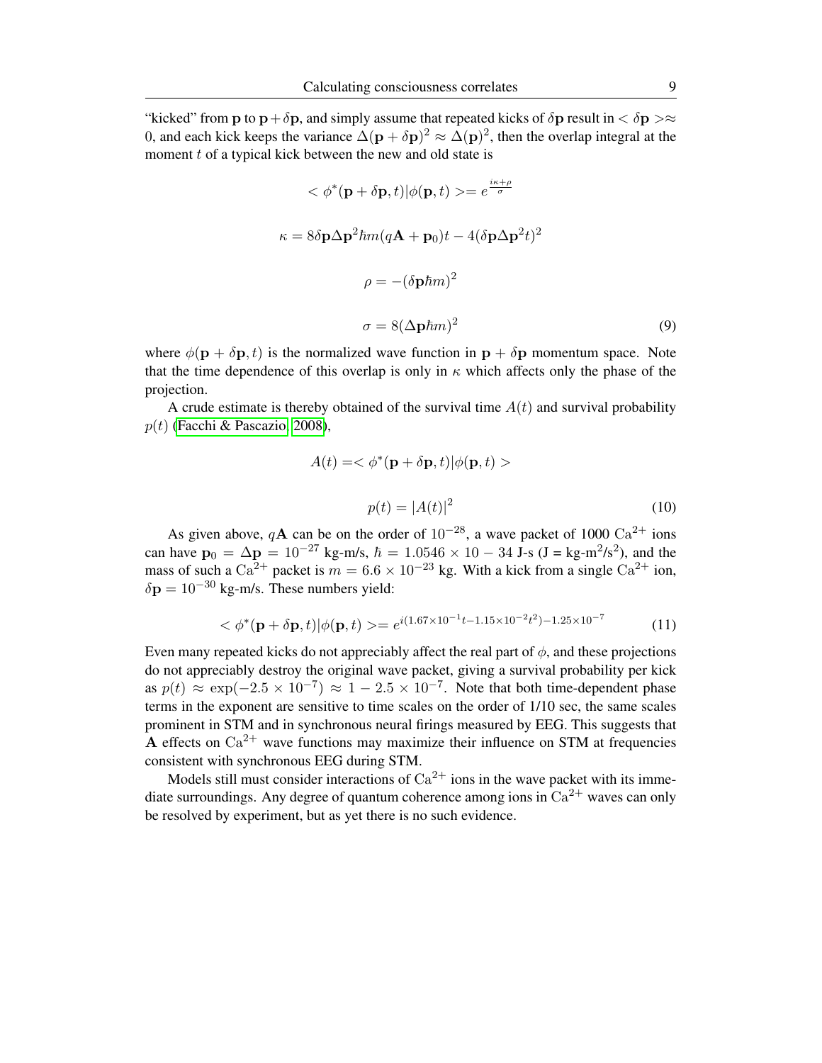"kicked" from $\mathbf{p}$ to $\mathbf{p}+\delta\mathbf{p}$, and simply assume that repeated kicks of $\delta\mathbf{p}$ result in $<\delta\mathbf{p}>\approx 0$, and each kick keeps the variance $\Delta(\mathbf{p}+\delta\mathbf{p})^2 \approx \Delta(\mathbf{p})^2$, then the overlap integral at the moment $t$ of a typical kick between the new and old state is

$$
<\phi^*(\mathbf{p}+\delta\mathbf{p},t)|\phi(\mathbf{p},t)>=e^{\frac{i\kappa+\rho}{\sigma}}
$$

$$
\kappa = 8\delta\mathbf{p}\Delta\mathbf{p}^2\hbar m(q\mathbf{A}+\mathbf{p}_0)t - 4(\delta\mathbf{p}\Delta\mathbf{p}^2 t)^2
$$

$$
\rho = -(\delta\mathbf{p}\hbar m)^2
$$

$$
\sigma = 8(\Delta\mathbf{p}\hbar m)^2 \tag{9}
$$

where $\phi(\mathbf{p}+\delta\mathbf{p},t)$ is the normalized wave function in $\mathbf{p}+\delta\mathbf{p}$ momentum space. Note that the time dependence of this overlap is only in $\kappa$ which affects only the phase of the projection.

A crude estimate is thereby obtained of the survival time $A(t)$ and survival probability $p(t)$ (Facchi & Pascazio, 2008),

$$
A(t) = <\phi^*(\mathbf{p}+\delta\mathbf{p},t)|\phi(\mathbf{p},t)>
$$

$$
p(t) = |A(t)|^2 \tag{10}
$$

As given above, $q\mathbf{A}$ can be on the order of $10^{-28}$, a wave packet of 1000 $Ca^{2+}$ ions can have $\mathbf{p}_0 = \Delta\mathbf{p} = 10^{-27}$ kg-m/s, $\hbar = 1.0546 \times 10 - 34$ J-s (J = kg-m$^2$/s$^2$), and the mass of such a $Ca^{2+}$ packet is $m = 6.6 \times 10^{-23}$ kg. With a kick from a single $Ca^{2+}$ ion, $\delta\mathbf{p} = 10^{-30}$ kg-m/s. These numbers yield:

$$
<\phi^*(\mathbf{p}+\delta\mathbf{p},t)|\phi(\mathbf{p},t)>=e^{i(1.67\times 10^{-1}t - 1.15\times 10^{-2}t^2) - 1.25\times 10^{-7}} \tag{11}
$$

Even many repeated kicks do not appreciably affect the real part of $\phi$, and these projections do not appreciably destroy the original wave packet, giving a survival probability per kick as $p(t) \approx \exp(-2.5 \times 10^{-7}) \approx 1 - 2.5 \times 10^{-7}$. Note that both time-dependent phase terms in the exponent are sensitive to time scales on the order of 1/10 sec, the same scales prominent in STM and in synchronous neural firings measured by EEG. This suggests that $\mathbf{A}$ effects on $Ca^{2+}$ wave functions may maximize their influence on STM at frequencies consistent with synchronous EEG during STM.

Models still must consider interactions of $Ca^{2+}$ ions in the wave packet with its immediate surroundings. Any degree of quantum coherence among ions in $Ca^{2+}$ waves can only be resolved by experiment, but as yet there is no such evidence.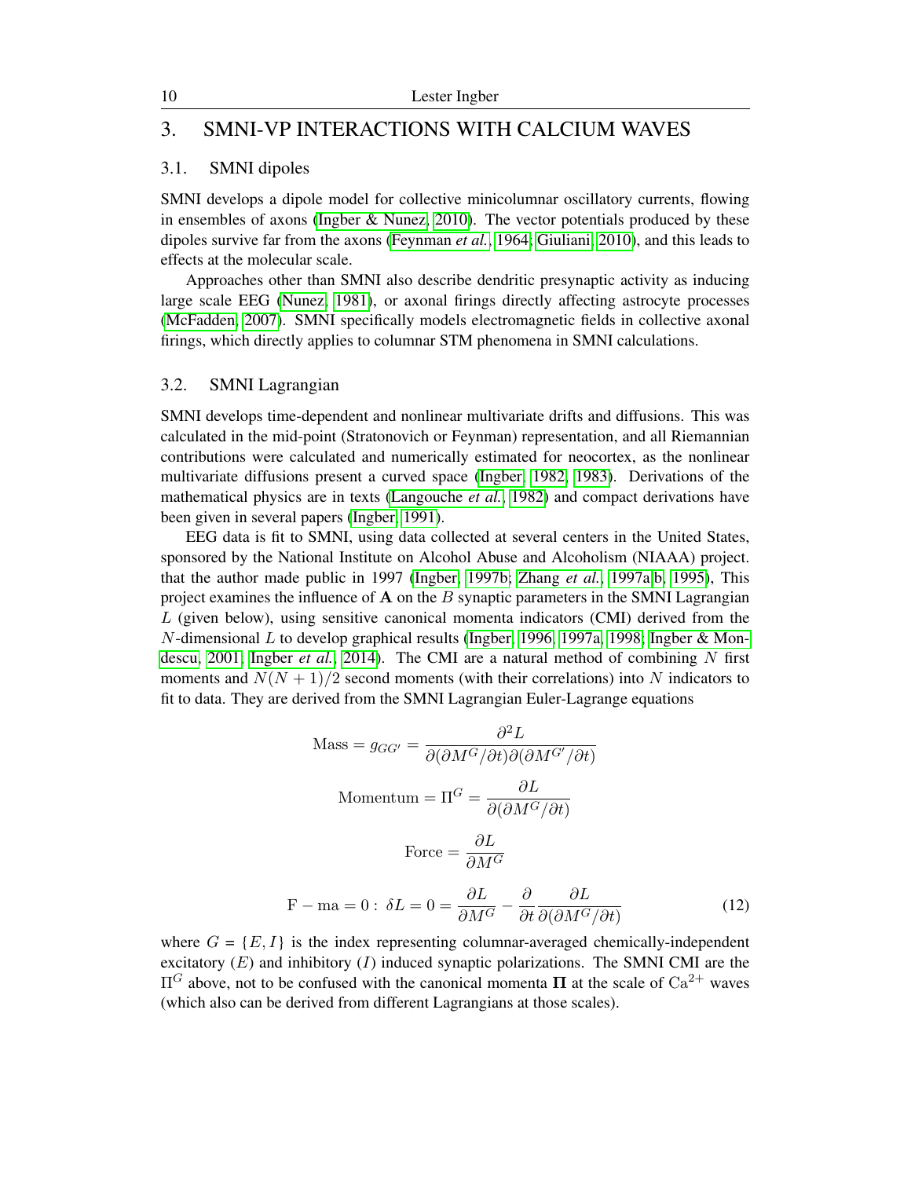## 3. SMNI-VP INTERACTIONS WITH CALCIUM WAVES

### 3.1. SMNI dipoles

SMNI develops a dipole model for collective minicolumnar oscillatory currents, flowing in ensembles of axons (Ingber & Nunez, 2010). The vector potentials produced by these dipoles survive far from the axons (Feynman *et al.*, 1964; Giuliani, 2010), and this leads to effects at the molecular scale.

Approaches other than SMNI also describe dendritic presynaptic activity as inducing large scale EEG (Nunez, 1981), or axonal firings directly affecting astrocyte processes (McFadden, 2007). SMNI specifically models electromagnetic fields in collective axonal firings, which directly applies to columnar STM phenomena in SMNI calculations.

### 3.2. SMNI Lagrangian

SMNI develops time-dependent and nonlinear multivariate drifts and diffusions. This was calculated in the mid-point (Stratonovich or Feynman) representation, and all Riemannian contributions were calculated and numerically estimated for neocortex, as the nonlinear multivariate diffusions present a curved space (Ingber, 1982, 1983). Derivations of the mathematical physics are in texts (Langouche *et al.*, 1982) and compact derivations have been given in several papers (Ingber, 1991).

EEG data is fit to SMNI, using data collected at several centers in the United States, sponsored by the National Institute on Alcohol Abuse and Alcoholism (NIAAA) project. that the author made public in 1997 (Ingber, 1997b; Zhang *et al.*, 1997a,b, 1995), This project examines the influence of $\mathbf{A}$ on the $B$ synaptic parameters in the SMNI Lagrangian $L$ (given below), using sensitive canonical momenta indicators (CMI) derived from the $N$-dimensional $L$ to develop graphical results (Ingber, 1996, 1997a, 1998; Ingber & Mondescu, 2001; Ingber *et al.*, 2014). The CMI are a natural method of combining $N$ first moments and $N(N+1)/2$ second moments (with their correlations) into $N$ indicators to fit to data. They are derived from the SMNI Lagrangian Euler-Lagrange equations

$$\text{Mass} = g_{GG'} = \frac{\partial^2 L}{\partial(\partial M^G/\partial t)\partial(\partial M^{G'}/\partial t)}$$

$$\text{Momentum} = \Pi^G = \frac{\partial L}{\partial(\partial M^G/\partial t)}$$

$$\text{Force} = \frac{\partial L}{\partial M^G}$$

$$\text{F} - \text{ma} = 0 : \; \delta L = 0 = \frac{\partial L}{\partial M^G} - \frac{\partial}{\partial t}\frac{\partial L}{\partial(\partial M^G/\partial t)} \tag{12}$$

where $G = \{E, I\}$ is the index representing columnar-averaged chemically-independent excitatory ($E$) and inhibitory ($I$) induced synaptic polarizations. The SMNI CMI are the $\Pi^G$ above, not to be confused with the canonical momenta $\mathbf{\Pi}$ at the scale of $Ca^{2+}$ waves (which also can be derived from different Lagrangians at those scales).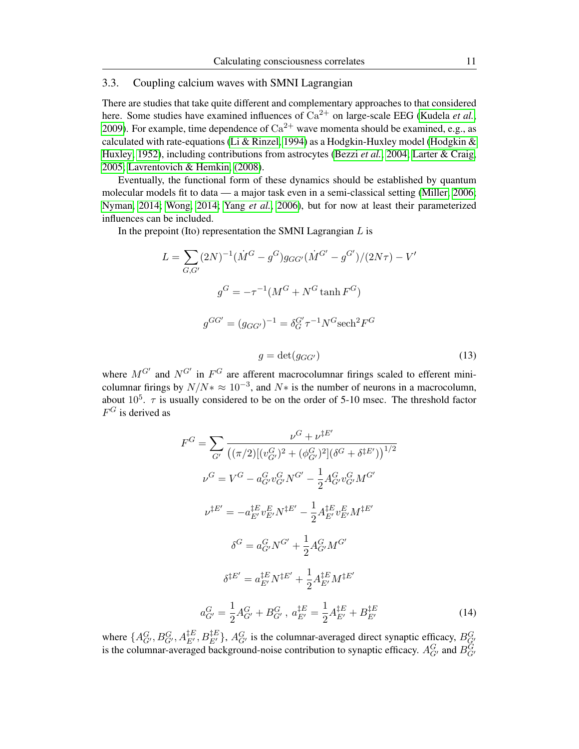### 3.3. Coupling calcium waves with SMNI Lagrangian

There are studies that take quite different and complementary approaches to that considered here. Some studies have examined influences of $\mathrm{Ca}^{2+}$ on large-scale EEG (Kudela *et al.*, 2009). For example, time dependence of $\mathrm{Ca}^{2+}$ wave momenta should be examined, e.g., as calculated with rate-equations (Li & Rinzel, 1994) as a Hodgkin-Huxley model (Hodgkin & Huxley, 1952), including contributions from astrocytes (Bezzi *et al.*, 2004; Larter & Craig, 2005; Lavrentovich & Hemkin, (2008).

Eventually, the functional form of these dynamics should be established by quantum molecular models fit to data — a major task even in a semi-classical setting (Miller, 2006; Nyman, 2014; Wong, 2014; Yang *et al.*, 2006), but for now at least their parameterized influences can be included.

In the prepoint (Ito) representation the SMNI Lagrangian $L$ is

$$L = \sum_{G,G'} (2N)^{-1} (\dot{M}^G - g^G) g_{GG'} (\dot{M}^{G'} - g^{G'})/(2N\tau) - V'$$

$$g^G = -\tau^{-1}(M^G + N^G \tanh F^G)$$

$$g^{GG'} = (g_{GG'})^{-1} = \delta_G^{G'} \tau^{-1} N^G \mathrm{sech}^2 F^G$$

$$g = \det(g_{GG'}) \tag{13}$$

where $M^{G'}$ and $N^{G'}$ in $F^G$ are afferent macrocolumnar firings scaled to efferent minicolumnar firings by $N/N* \approx 10^{-3}$, and $N*$ is the number of neurons in a macrocolumn, about $10^5$. $\tau$ is usually considered to be on the order of 5-10 msec. The threshold factor $F^G$ is derived as

$$F^G = \sum_{G'} \frac{\nu^G + \nu^{\ddagger E'}}{\left((\pi/2)[(v_{G'}^G)^2 + (\phi_{G'}^G)^2](\delta^G + \delta^{\ddagger E'})\right)^{1/2}}$$

$$\nu^G = V^G - a_{G'}^G v_{G'}^G N^{G'} - \frac{1}{2} A_{G'}^G v_{G'}^G M^{G'}$$

$$\nu^{\ddagger E'} = -a_{E'}^{\ddagger E} v_{E'}^E N^{\ddagger E'} - \frac{1}{2} A_{E'}^{\ddagger E} v_{E'}^E M^{\ddagger E'}$$

$$\delta^G = a_{G'}^G N^{G'} + \frac{1}{2} A_{G'}^G M^{G'}$$

$$\delta^{\ddagger E'} = a_{E'}^{\ddagger E} N^{\ddagger E'} + \frac{1}{2} A_{E'}^{\ddagger E} M^{\ddagger E'}$$

$$a_{G'}^G = \frac{1}{2} A_{G'}^G + B_{G'}^G \,,\ a_{E'}^{\ddagger E} = \frac{1}{2} A_{E'}^{\ddagger E} + B_{E'}^{\ddagger E} \tag{14}$$

where $\{A_{G'}^G, B_{G'}^G, A_{E'}^{\ddagger E}, B_{E'}^{\ddagger E}\}$, $A_{G'}^G$ is the columnar-averaged direct synaptic efficacy, $B_{G'}^G$ is the columnar-averaged background-noise contribution to synaptic efficacy. $A_{G'}^G$ and $B_{G'}^G$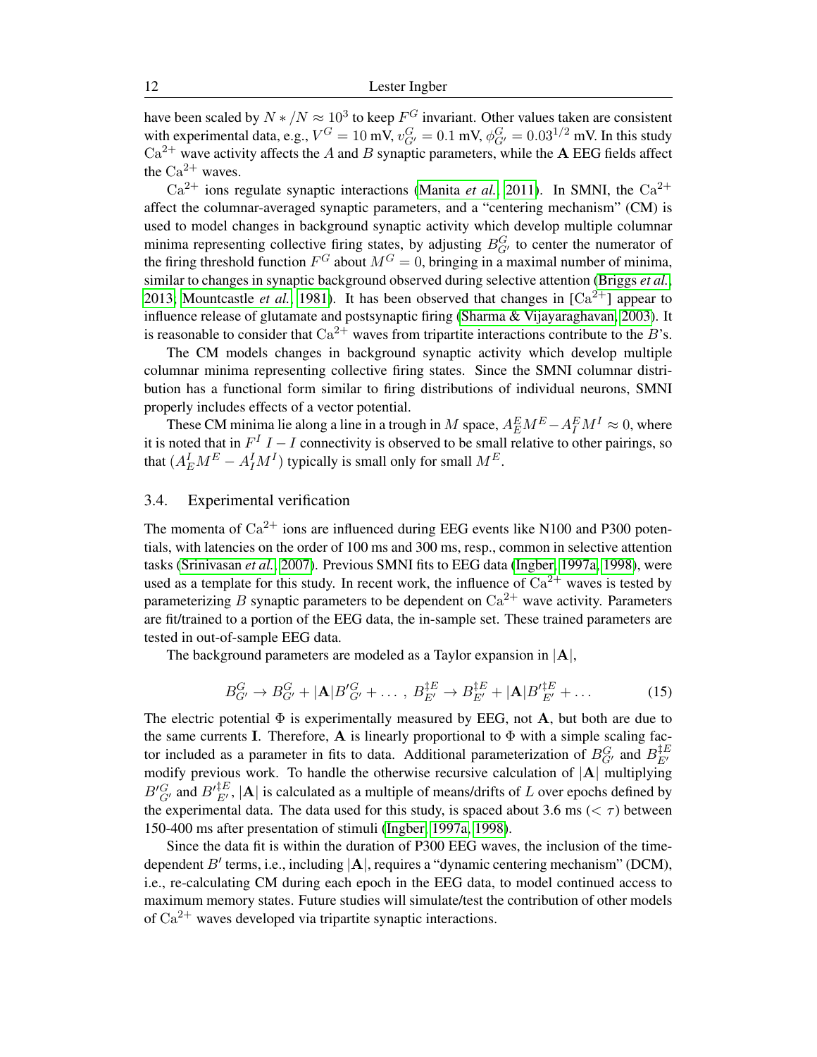have been scaled by $N*/N \approx 10^3$ to keep $F^G$ invariant. Other values taken are consistent with experimental data, e.g., $V^G = 10$ mV, $v^G_{G'} = 0.1$ mV, $\phi^G_{G'} = 0.03^{1/2}$ mV. In this study $\mathrm{Ca}^{2+}$ wave activity affects the $A$ and $B$ synaptic parameters, while the $\mathbf{A}$ EEG fields affect the $\mathrm{Ca}^{2+}$ waves.

$\mathrm{Ca}^{2+}$ ions regulate synaptic interactions (Manita *et al.*, 2011). In SMNI, the $\mathrm{Ca}^{2+}$ affect the columnar-averaged synaptic parameters, and a "centering mechanism" (CM) is used to model changes in background synaptic activity which develop multiple columnar minima representing collective firing states, by adjusting $B^G_{G'}$ to center the numerator of the firing threshold function $F^G$ about $M^G = 0$, bringing in a maximal number of minima, similar to changes in synaptic background observed during selective attention (Briggs *et al.*, 2013; Mountcastle *et al.*, 1981). It has been observed that changes in [$\mathrm{Ca}^{2+}$] appear to influence release of glutamate and postsynaptic firing (Sharma & Vijayaraghavan, 2003). It is reasonable to consider that $\mathrm{Ca}^{2+}$ waves from tripartite interactions contribute to the $B$'s.

The CM models changes in background synaptic activity which develop multiple columnar minima representing collective firing states. Since the SMNI columnar distribution has a functional form similar to firing distributions of individual neurons, SMNI properly includes effects of a vector potential.

These CM minima lie along a line in a trough in $M$ space, $A^E_E M^E - A^E_I M^I \approx 0$, where it is noted that in $F^I$ $I-I$ connectivity is observed to be small relative to other pairings, so that $(A^I_E M^E - A^I_I M^I)$ typically is small only for small $M^E$.

## 3.4. Experimental verification

The momenta of $\mathrm{Ca}^{2+}$ ions are influenced during EEG events like N100 and P300 potentials, with latencies on the order of 100 ms and 300 ms, resp., common in selective attention tasks (Srinivasan *et al.*, 2007). Previous SMNI fits to EEG data (Ingber, 1997a, 1998), were used as a template for this study. In recent work, the influence of $\mathrm{Ca}^{2+}$ waves is tested by parameterizing $B$ synaptic parameters to be dependent on $\mathrm{Ca}^{2+}$ wave activity. Parameters are fit/trained to a portion of the EEG data, the in-sample set. These trained parameters are tested in out-of-sample EEG data.

The background parameters are modeled as a Taylor expansion in $|\mathbf{A}|$,

$$B^G_{G'} \rightarrow B^G_{G'} + |\mathbf{A}| B'^G_{G'} + \ldots \; , \; B^{\ddagger E}_{E'} \rightarrow B^{\ddagger E}_{E'} + |\mathbf{A}| B'^{\ddagger E}_{E'} + \ldots \tag{15}$$

The electric potential $\Phi$ is experimentally measured by EEG, not $\mathbf{A}$, but both are due to the same currents $\mathbf{I}$. Therefore, $\mathbf{A}$ is linearly proportional to $\Phi$ with a simple scaling factor included as a parameter in fits to data. Additional parameterization of $B^G_{G'}$ and $B^{\ddagger E}_{E'}$ modify previous work. To handle the otherwise recursive calculation of $|\mathbf{A}|$ multiplying $B'^G_{G'}$ and $B'^{\ddagger E}_{E'}$, $|\mathbf{A}|$ is calculated as a multiple of means/drifts of $L$ over epochs defined by the experimental data. The data used for this study, is spaced about 3.6 ms ($< \tau$) between 150-400 ms after presentation of stimuli (Ingber, 1997a, 1998).

Since the data fit is within the duration of P300 EEG waves, the inclusion of the time-dependent $B'$ terms, i.e., including $|\mathbf{A}|$, requires a "dynamic centering mechanism" (DCM), i.e., re-calculating CM during each epoch in the EEG data, to model continued access to maximum memory states. Future studies will simulate/test the contribution of other models of $\mathrm{Ca}^{2+}$ waves developed via tripartite synaptic interactions.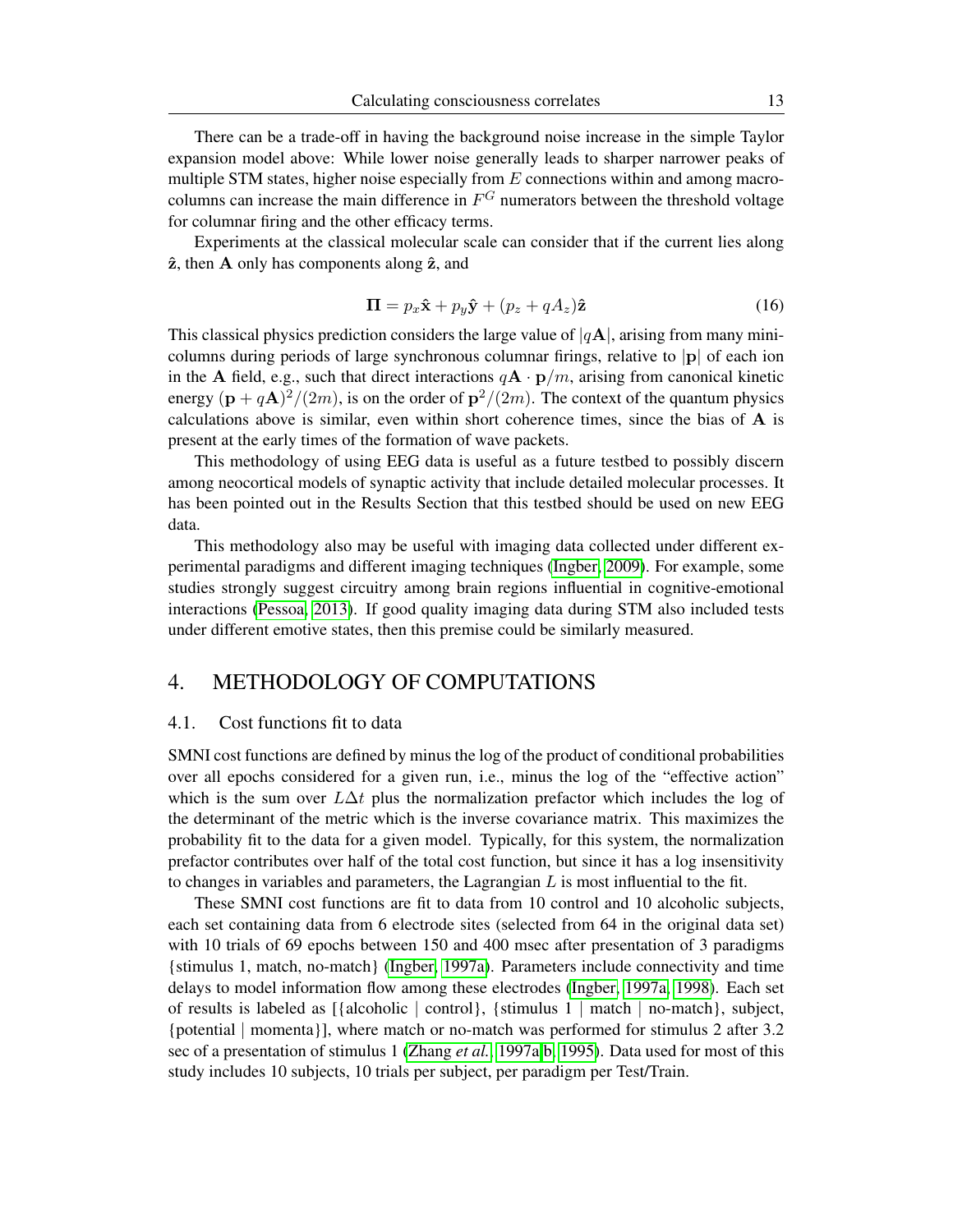There can be a trade-off in having the background noise increase in the simple Taylor expansion model above: While lower noise generally leads to sharper narrower peaks of multiple STM states, higher noise especially from $E$ connections within and among macrocolumns can increase the main difference in $F^G$ numerators between the threshold voltage for columnar firing and the other efficacy terms.

Experiments at the classical molecular scale can consider that if the current lies along $\hat{\mathbf{z}}$, then $\mathbf{A}$ only has components along $\hat{\mathbf{z}}$, and

$$\mathbf{\Pi} = p_x \hat{\mathbf{x}} + p_y \hat{\mathbf{y}} + (p_z + qA_z)\hat{\mathbf{z}} \tag{16}$$

This classical physics prediction considers the large value of $|q\mathbf{A}|$, arising from many mini-columns during periods of large synchronous columnar firings, relative to $|\mathbf{p}|$ of each ion in the $\mathbf{A}$ field, e.g., such that direct interactions $q\mathbf{A} \cdot \mathbf{p}/m$, arising from canonical kinetic energy $(\mathbf{p} + q\mathbf{A})^2/(2m)$, is on the order of $\mathbf{p}^2/(2m)$. The context of the quantum physics calculations above is similar, even within short coherence times, since the bias of $\mathbf{A}$ is present at the early times of the formation of wave packets.

This methodology of using EEG data is useful as a future testbed to possibly discern among neocortical models of synaptic activity that include detailed molecular processes. It has been pointed out in the Results Section that this testbed should be used on new EEG data.

This methodology also may be useful with imaging data collected under different experimental paradigms and different imaging techniques (Ingber, 2009). For example, some studies strongly suggest circuitry among brain regions influential in cognitive-emotional interactions (Pessoa, 2013). If good quality imaging data during STM also included tests under different emotive states, then this premise could be similarly measured.

## 4. METHODOLOGY OF COMPUTATIONS

### 4.1. Cost functions fit to data

SMNI cost functions are defined by minus the log of the product of conditional probabilities over all epochs considered for a given run, i.e., minus the log of the "effective action" which is the sum over $L\Delta t$ plus the normalization prefactor which includes the log of the determinant of the metric which is the inverse covariance matrix. This maximizes the probability fit to the data for a given model. Typically, for this system, the normalization prefactor contributes over half of the total cost function, but since it has a log insensitivity to changes in variables and parameters, the Lagrangian $L$ is most influential to the fit.

These SMNI cost functions are fit to data from 10 control and 10 alcoholic subjects, each set containing data from 6 electrode sites (selected from 64 in the original data set) with 10 trials of 69 epochs between 150 and 400 msec after presentation of 3 paradigms {stimulus 1, match, no-match} (Ingber, 1997a). Parameters include connectivity and time delays to model information flow among these electrodes (Ingber, 1997a, 1998). Each set of results is labeled as [{alcoholic | control}, {stimulus 1 | match | no-match}, subject, {potential | momenta}], where match or no-match was performed for stimulus 2 after 3.2 sec of a presentation of stimulus 1 (Zhang *et al.*, 1997a,b, 1995). Data used for most of this study includes 10 subjects, 10 trials per subject, per paradigm per Test/Train.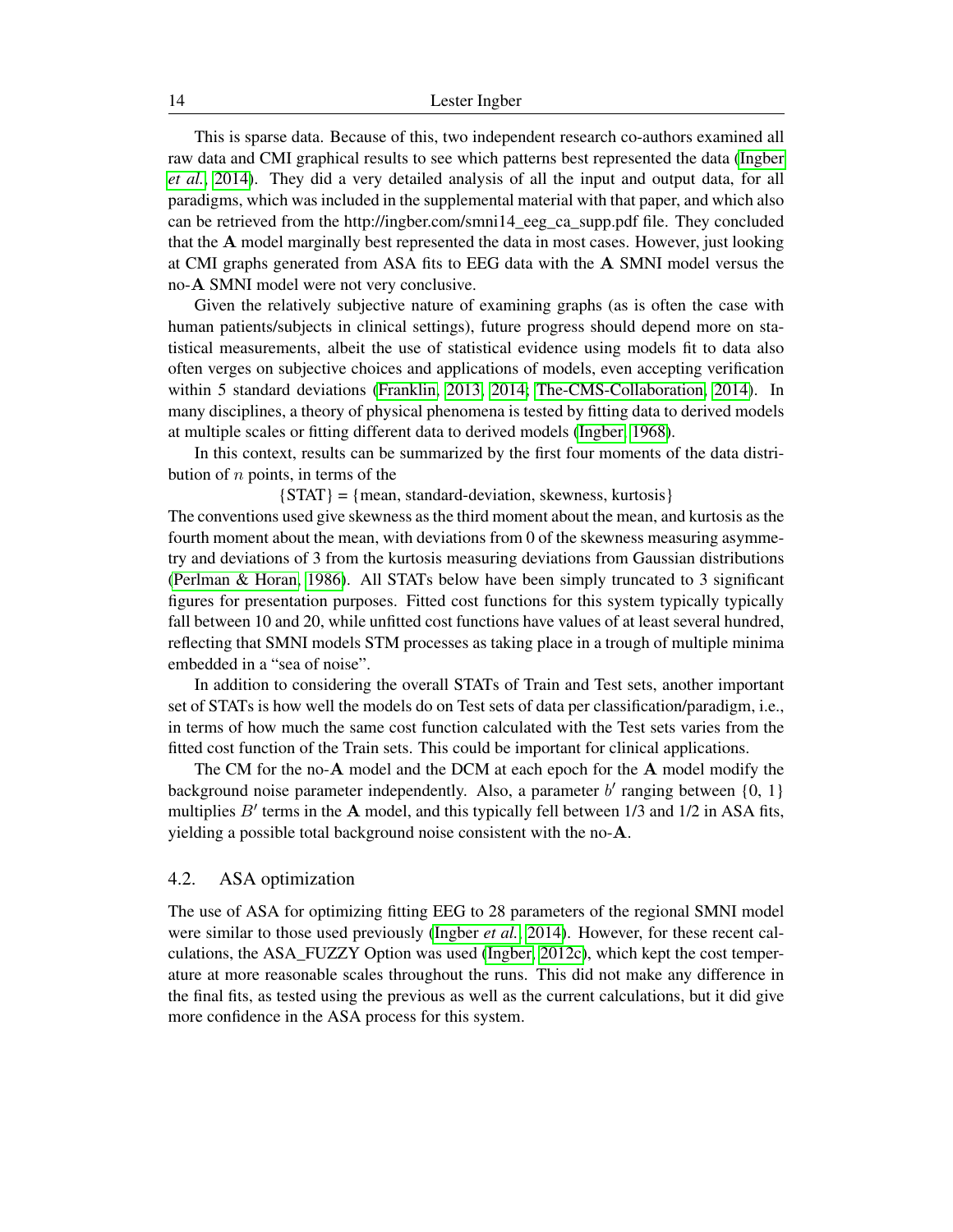This is sparse data. Because of this, two independent research co-authors examined all raw data and CMI graphical results to see which patterns best represented the data (Ingber *et al.*, 2014). They did a very detailed analysis of all the input and output data, for all paradigms, which was included in the supplemental material with that paper, and which also can be retrieved from the http://ingber.com/smni14_eeg_ca_supp.pdf file. They concluded that the $\mathbf{A}$ model marginally best represented the data in most cases. However, just looking at CMI graphs generated from ASA fits to EEG data with the $\mathbf{A}$ SMNI model versus the no-$\mathbf{A}$ SMNI model were not very conclusive.

Given the relatively subjective nature of examining graphs (as is often the case with human patients/subjects in clinical settings), future progress should depend more on statistical measurements, albeit the use of statistical evidence using models fit to data also often verges on subjective choices and applications of models, even accepting verification within 5 standard deviations (Franklin, 2013, 2014; The-CMS-Collaboration, 2014). In many disciplines, a theory of physical phenomena is tested by fitting data to derived models at multiple scales or fitting different data to derived models (Ingber, 1968).

In this context, results can be summarized by the first four moments of the data distribution of $n$ points, in terms of the

$$\{\text{STAT}\} = \{\text{mean, standard-deviation, skewness, kurtosis}\}$$

The conventions used give skewness as the third moment about the mean, and kurtosis as the fourth moment about the mean, with deviations from 0 of the skewness measuring asymmetry and deviations of 3 from the kurtosis measuring deviations from Gaussian distributions (Perlman & Horan, 1986). All STATs below have been simply truncated to 3 significant figures for presentation purposes. Fitted cost functions for this system typically typically fall between 10 and 20, while unfitted cost functions have values of at least several hundred, reflecting that SMNI models STM processes as taking place in a trough of multiple minima embedded in a "sea of noise".

In addition to considering the overall STATs of Train and Test sets, another important set of STATs is how well the models do on Test sets of data per classification/paradigm, i.e., in terms of how much the same cost function calculated with the Test sets varies from the fitted cost function of the Train sets. This could be important for clinical applications.

The CM for the no-$\mathbf{A}$ model and the DCM at each epoch for the $\mathbf{A}$ model modify the background noise parameter independently. Also, a parameter $b'$ ranging between $\{0, 1\}$ multiplies $B'$ terms in the $\mathbf{A}$ model, and this typically fell between 1/3 and 1/2 in ASA fits, yielding a possible total background noise consistent with the no-$\mathbf{A}$.

### 4.2. ASA optimization

The use of ASA for optimizing fitting EEG to 28 parameters of the regional SMNI model were similar to those used previously (Ingber *et al.*, 2014). However, for these recent calculations, the ASA_FUZZY Option was used (Ingber, 2012c), which kept the cost temperature at more reasonable scales throughout the runs. This did not make any difference in the final fits, as tested using the previous as well as the current calculations, but it did give more confidence in the ASA process for this system.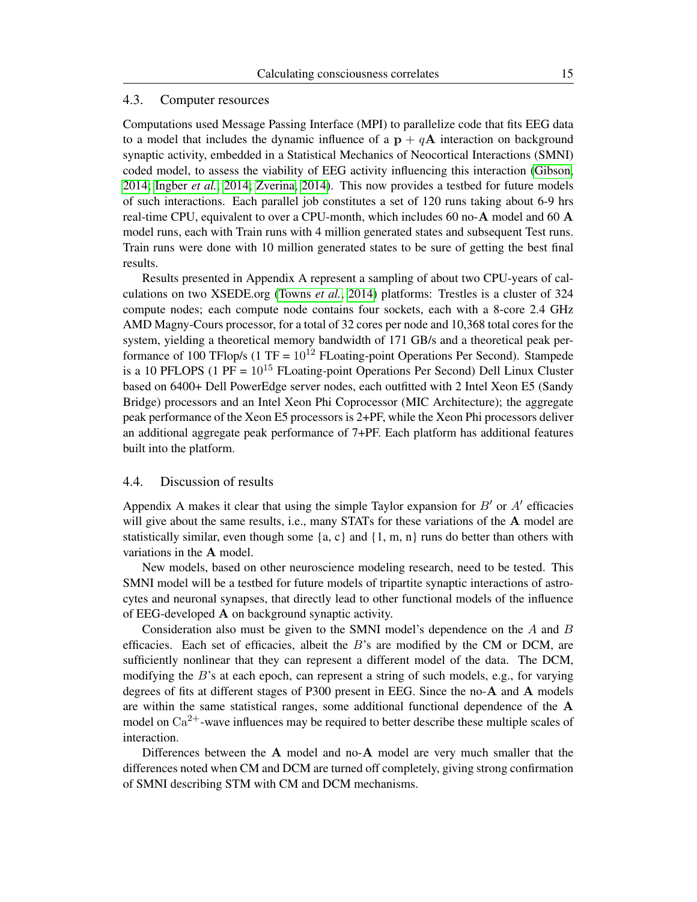### 4.3. Computer resources

Computations used Message Passing Interface (MPI) to parallelize code that fits EEG data to a model that includes the dynamic influence of a $\mathbf{p} + q\mathbf{A}$ interaction on background synaptic activity, embedded in a Statistical Mechanics of Neocortical Interactions (SMNI) coded model, to assess the viability of EEG activity influencing this interaction (Gibson, 2014; Ingber *et al.*, 2014; Zverina, 2014). This now provides a testbed for future models of such interactions. Each parallel job constitutes a set of 120 runs taking about 6-9 hrs real-time CPU, equivalent to over a CPU-month, which includes 60 no-$\mathbf{A}$ model and 60 $\mathbf{A}$ model runs, each with Train runs with 4 million generated states and subsequent Test runs. Train runs were done with 10 million generated states to be sure of getting the best final results.

Results presented in Appendix A represent a sampling of about two CPU-years of calculations on two XSEDE.org (Towns *et al.*, 2014) platforms: Trestles is a cluster of 324 compute nodes; each compute node contains four sockets, each with a 8-core 2.4 GHz AMD Magny-Cours processor, for a total of 32 cores per node and 10,368 total cores for the system, yielding a theoretical memory bandwidth of 171 GB/s and a theoretical peak performance of 100 TFlop/s (1 TF = $10^{12}$ FLoating-point Operations Per Second). Stampede is a 10 PFLOPS (1 PF = $10^{15}$ FLoating-point Operations Per Second) Dell Linux Cluster based on 6400+ Dell PowerEdge server nodes, each outfitted with 2 Intel Xeon E5 (Sandy Bridge) processors and an Intel Xeon Phi Coprocessor (MIC Architecture); the aggregate peak performance of the Xeon E5 processors is 2+PF, while the Xeon Phi processors deliver an additional aggregate peak performance of 7+PF. Each platform has additional features built into the platform.

### 4.4. Discussion of results

Appendix A makes it clear that using the simple Taylor expansion for $B'$ or $A'$ efficacies will give about the same results, i.e., many STATs for these variations of the $\mathbf{A}$ model are statistically similar, even though some {a, c} and {1, m, n} runs do better than others with variations in the $\mathbf{A}$ model.

New models, based on other neuroscience modeling research, need to be tested. This SMNI model will be a testbed for future models of tripartite synaptic interactions of astrocytes and neuronal synapses, that directly lead to other functional models of the influence of EEG-developed $\mathbf{A}$ on background synaptic activity.

Consideration also must be given to the SMNI model's dependence on the $A$ and $B$ efficacies. Each set of efficacies, albeit the $B$'s are modified by the CM or DCM, are sufficiently nonlinear that they can represent a different model of the data. The DCM, modifying the $B$'s at each epoch, can represent a string of such models, e.g., for varying degrees of fits at different stages of P300 present in EEG. Since the no-$\mathbf{A}$ and $\mathbf{A}$ models are within the same statistical ranges, some additional functional dependence of the $\mathbf{A}$ model on $Ca^{2+}$-wave influences may be required to better describe these multiple scales of interaction.

Differences between the $\mathbf{A}$ model and no-$\mathbf{A}$ model are very much smaller that the differences noted when CM and DCM are turned off completely, giving strong confirmation of SMNI describing STM with CM and DCM mechanisms.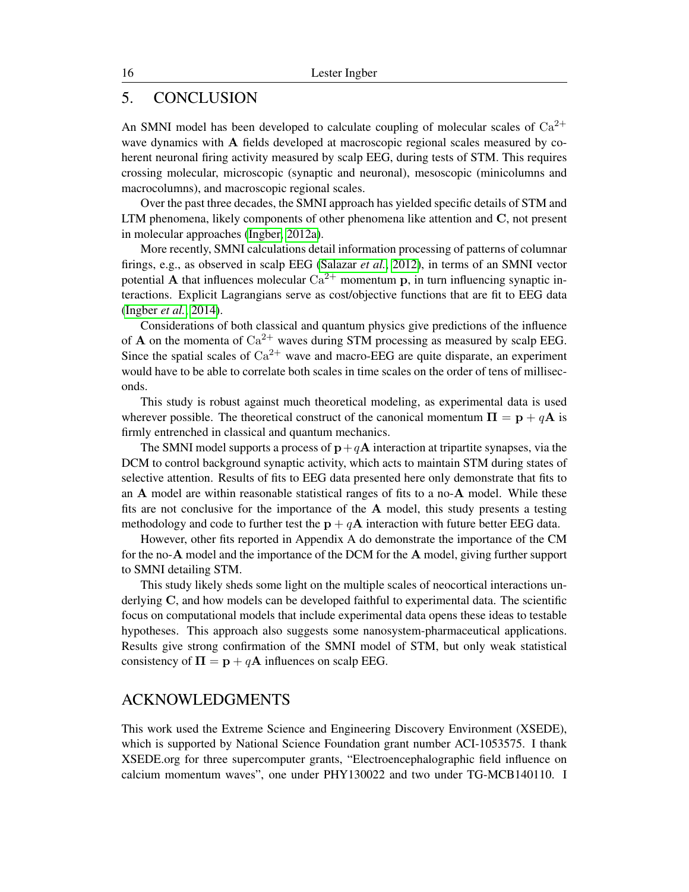## 5. CONCLUSION

An SMNI model has been developed to calculate coupling of molecular scales of $\mathrm{Ca}^{2+}$ wave dynamics with $\mathbf{A}$ fields developed at macroscopic regional scales measured by coherent neuronal firing activity measured by scalp EEG, during tests of STM. This requires crossing molecular, microscopic (synaptic and neuronal), mesoscopic (minicolumns and macrocolumns), and macroscopic regional scales.

Over the past three decades, the SMNI approach has yielded specific details of STM and LTM phenomena, likely components of other phenomena like attention and $\mathbf{C}$, not present in molecular approaches (Ingber, 2012a).

More recently, SMNI calculations detail information processing of patterns of columnar firings, e.g., as observed in scalp EEG (Salazar *et al.*, 2012), in terms of an SMNI vector potential $\mathbf{A}$ that influences molecular $\mathrm{Ca}^{2+}$ momentum $\mathbf{p}$, in turn influencing synaptic interactions. Explicit Lagrangians serve as cost/objective functions that are fit to EEG data (Ingber *et al.*, 2014).

Considerations of both classical and quantum physics give predictions of the influence of $\mathbf{A}$ on the momenta of $\mathrm{Ca}^{2+}$ waves during STM processing as measured by scalp EEG. Since the spatial scales of $\mathrm{Ca}^{2+}$ wave and macro-EEG are quite disparate, an experiment would have to be able to correlate both scales in time scales on the order of tens of milliseconds.

This study is robust against much theoretical modeling, as experimental data is used wherever possible. The theoretical construct of the canonical momentum $\mathbf{\Pi} = \mathbf{p} + q\mathbf{A}$ is firmly entrenched in classical and quantum mechanics.

The SMNI model supports a process of $\mathbf{p} + q\mathbf{A}$ interaction at tripartite synapses, via the DCM to control background synaptic activity, which acts to maintain STM during states of selective attention. Results of fits to EEG data presented here only demonstrate that fits to an $\mathbf{A}$ model are within reasonable statistical ranges of fits to a no-$\mathbf{A}$ model. While these fits are not conclusive for the importance of the $\mathbf{A}$ model, this study presents a testing methodology and code to further test the $\mathbf{p} + q\mathbf{A}$ interaction with future better EEG data.

However, other fits reported in Appendix A do demonstrate the importance of the CM for the no-$\mathbf{A}$ model and the importance of the DCM for the $\mathbf{A}$ model, giving further support to SMNI detailing STM.

This study likely sheds some light on the multiple scales of neocortical interactions underlying $\mathbf{C}$, and how models can be developed faithful to experimental data. The scientific focus on computational models that include experimental data opens these ideas to testable hypotheses. This approach also suggests some nanosystem-pharmaceutical applications. Results give strong confirmation of the SMNI model of STM, but only weak statistical consistency of $\mathbf{\Pi} = \mathbf{p} + q\mathbf{A}$ influences on scalp EEG.

## ACKNOWLEDGMENTS

This work used the Extreme Science and Engineering Discovery Environment (XSEDE), which is supported by National Science Foundation grant number ACI-1053575. I thank XSEDE.org for three supercomputer grants, "Electroencephalographic field influence on calcium momentum waves", one under PHY130022 and two under TG-MCB140110. I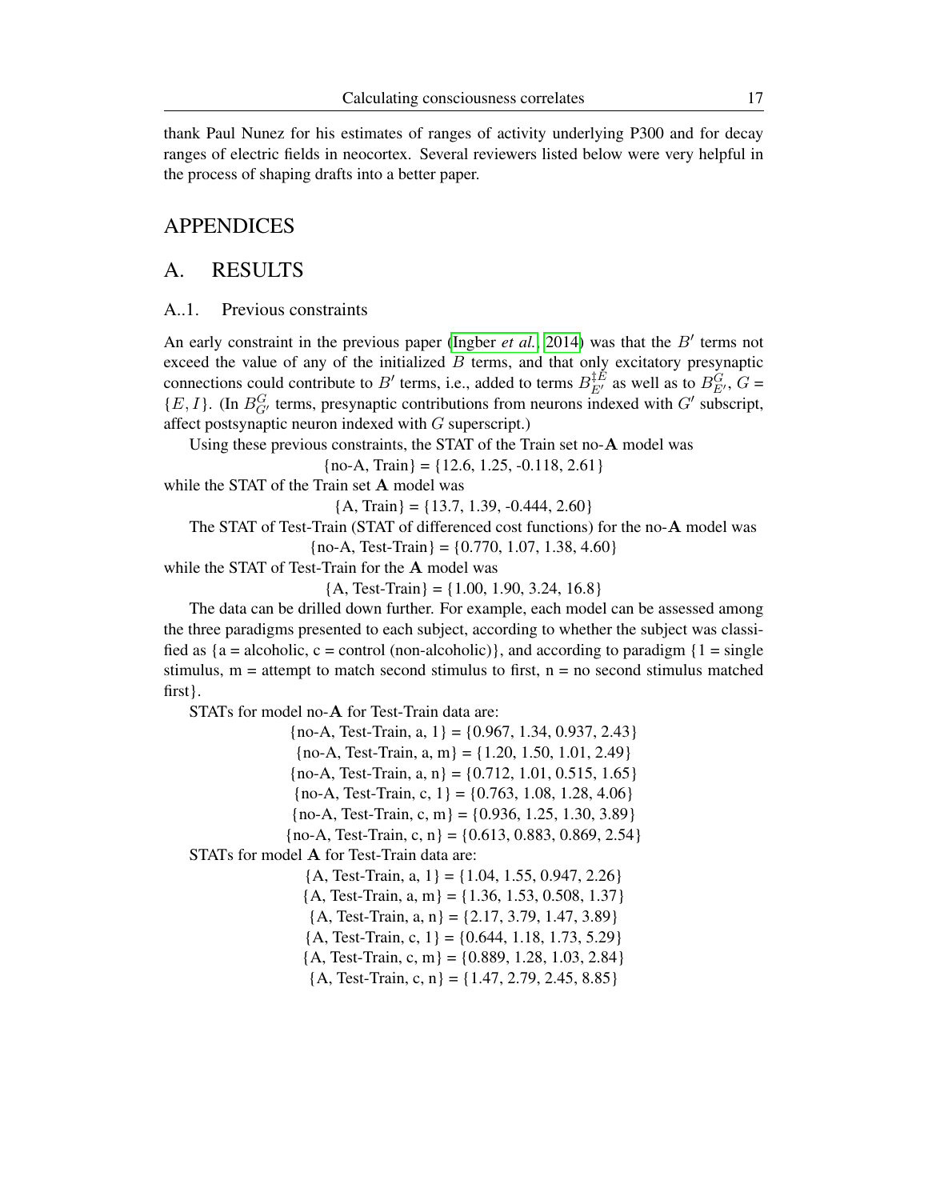thank Paul Nunez for his estimates of ranges of activity underlying P300 and for decay ranges of electric fields in neocortex. Several reviewers listed below were very helpful in the process of shaping drafts into a better paper.

# APPENDICES

## A. RESULTS

### A..1. Previous constraints

An early constraint in the previous paper (Ingber *et al.*, 2014) was that the $B'$ terms not exceed the value of any of the initialized $B$ terms, and that only excitatory presynaptic connections could contribute to $B'$ terms, i.e., added to terms $B^{\ddagger E}_{E'}$ as well as to $B^{G}_{E'}$, $G = \{E, I\}$. (In $B^{G}_{G'}$ terms, presynaptic contributions from neurons indexed with $G'$ subscript, affect postsynaptic neuron indexed with $G$ superscript.)

Using these previous constraints, the STAT of the Train set no-$\mathbf{A}$ model was

{no-A, Train} = {12.6, 1.25, -0.118, 2.61}

while the STAT of the Train set $\mathbf{A}$ model was

{A, Train} = {13.7, 1.39, -0.444, 2.60}

The STAT of Test-Train (STAT of differenced cost functions) for the no-$\mathbf{A}$ model was

{no-A, Test-Train} = {0.770, 1.07, 1.38, 4.60}

while the STAT of Test-Train for the $\mathbf{A}$ model was

{A, Test-Train} = {1.00, 1.90, 3.24, 16.8}

The data can be drilled down further. For example, each model can be assessed among the three paradigms presented to each subject, according to whether the subject was classified as {a = alcoholic, c = control (non-alcoholic)}, and according to paradigm {1 = single stimulus, m = attempt to match second stimulus to first, n = no second stimulus matched first}.

STATs for model no-$\mathbf{A}$ for Test-Train data are:

{no-A, Test-Train, a, 1} = {0.967, 1.34, 0.937, 2.43}
{no-A, Test-Train, a, m} = {1.20, 1.50, 1.01, 2.49}
{no-A, Test-Train, a, n} = {0.712, 1.01, 0.515, 1.65}
{no-A, Test-Train, c, 1} = {0.763, 1.08, 1.28, 4.06}
{no-A, Test-Train, c, m} = {0.936, 1.25, 1.30, 3.89}
{no-A, Test-Train, c, n} = {0.613, 0.883, 0.869, 2.54}

STATs for model $\mathbf{A}$ for Test-Train data are:

{A, Test-Train, a, 1} = {1.04, 1.55, 0.947, 2.26}
{A, Test-Train, a, m} = {1.36, 1.53, 0.508, 1.37}
{A, Test-Train, a, n} = {2.17, 3.79, 1.47, 3.89}
{A, Test-Train, c, 1} = {0.644, 1.18, 1.73, 5.29}
{A, Test-Train, c, m} = {0.889, 1.28, 1.03, 2.84}
{A, Test-Train, c, n} = {1.47, 2.79, 2.45, 8.85}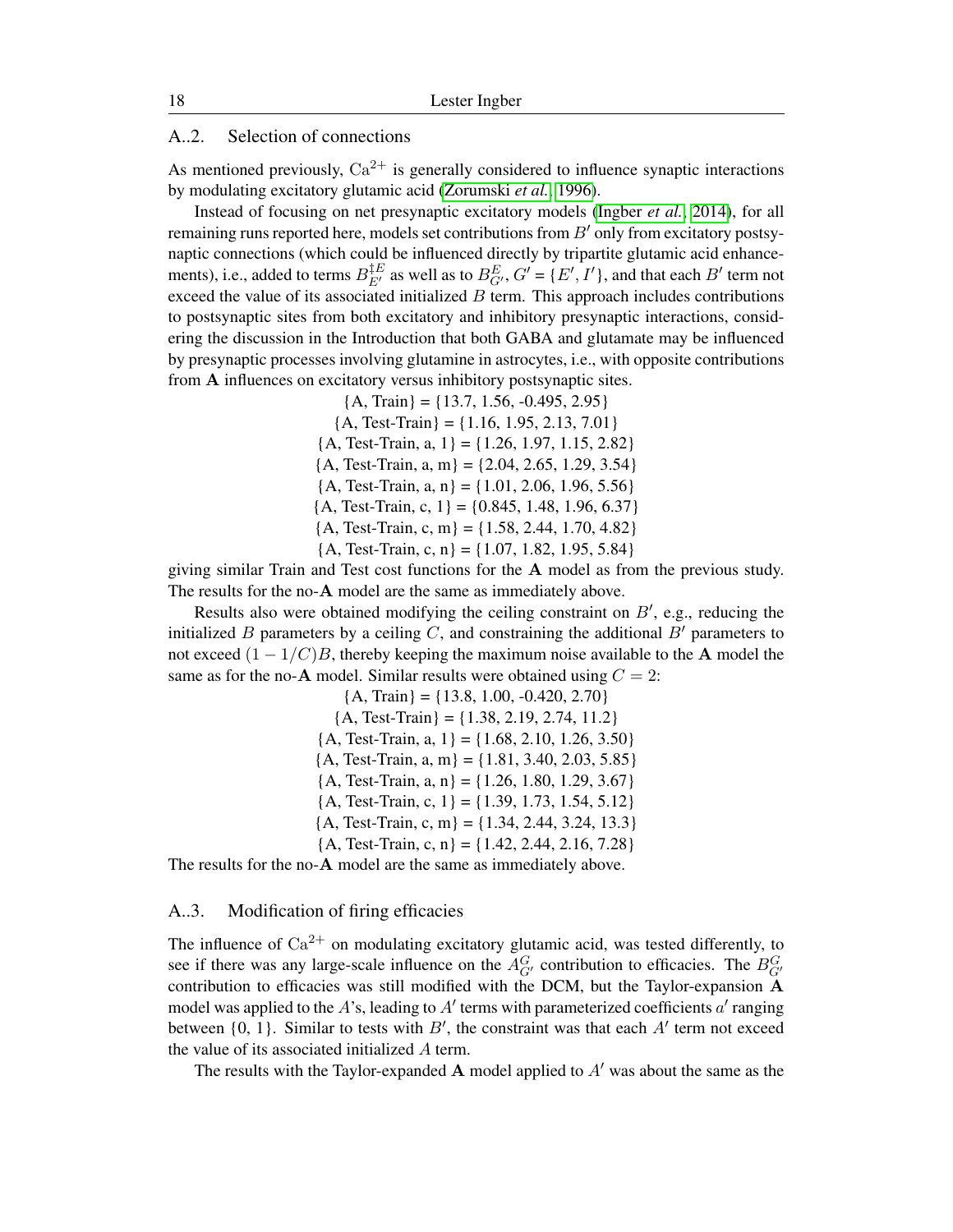### A..2. Selection of connections

As mentioned previously, $Ca^{2+}$ is generally considered to influence synaptic interactions by modulating excitatory glutamic acid (Zorumski *et al.*, 1996).

Instead of focusing on net presynaptic excitatory models (Ingber *et al.*, 2014), for all remaining runs reported here, models set contributions from $B'$ only from excitatory postsynaptic connections (which could be influenced directly by tripartite glutamic acid enhancements), i.e., added to terms $B^{\ddagger E}_{E'}$ as well as to $B^{E}_{G'}$, $G' = \{E', I'\}$, and that each $B'$ term not exceed the value of its associated initialized $B$ term. This approach includes contributions to postsynaptic sites from both excitatory and inhibitory presynaptic interactions, considering the discussion in the Introduction that both GABA and glutamate may be influenced by presynaptic processes involving glutamine in astrocytes, i.e., with opposite contributions from $\mathbf{A}$ influences on excitatory versus inhibitory postsynaptic sites.

{A, Train} = {13.7, 1.56, -0.495, 2.95}
{A, Test-Train} = {1.16, 1.95, 2.13, 7.01}
{A, Test-Train, a, 1} = {1.26, 1.97, 1.15, 2.82}
{A, Test-Train, a, m} = {2.04, 2.65, 1.29, 3.54}
{A, Test-Train, a, n} = {1.01, 2.06, 1.96, 5.56}
{A, Test-Train, c, 1} = {0.845, 1.48, 1.96, 6.37}
{A, Test-Train, c, m} = {1.58, 2.44, 1.70, 4.82}
{A, Test-Train, c, n} = {1.07, 1.82, 1.95, 5.84}

giving similar Train and Test cost functions for the $\mathbf{A}$ model as from the previous study. The results for the no-$\mathbf{A}$ model are the same as immediately above.

Results also were obtained modifying the ceiling constraint on $B'$, e.g., reducing the initialized $B$ parameters by a ceiling $C$, and constraining the additional $B'$ parameters to not exceed $(1 - 1/C)B$, thereby keeping the maximum noise available to the $\mathbf{A}$ model the same as for the no-$\mathbf{A}$ model. Similar results were obtained using $C = 2$:

{A, Train} = {13.8, 1.00, -0.420, 2.70}
{A, Test-Train} = {1.38, 2.19, 2.74, 11.2}
{A, Test-Train, a, 1} = {1.68, 2.10, 1.26, 3.50}
{A, Test-Train, a, m} = {1.81, 3.40, 2.03, 5.85}
{A, Test-Train, a, n} = {1.26, 1.80, 1.29, 3.67}
{A, Test-Train, c, 1} = {1.39, 1.73, 1.54, 5.12}
{A, Test-Train, c, m} = {1.34, 2.44, 3.24, 13.3}
{A, Test-Train, c, n} = {1.42, 2.44, 2.16, 7.28}

The results for the no-$\mathbf{A}$ model are the same as immediately above.

### A..3. Modification of firing efficacies

The influence of $Ca^{2+}$ on modulating excitatory glutamic acid, was tested differently, to see if there was any large-scale influence on the $A^{G}_{G'}$ contribution to efficacies. The $B^{G}_{G'}$ contribution to efficacies was still modified with the DCM, but the Taylor-expansion $\mathbf{A}$ model was applied to the $A$'s, leading to $A'$ terms with parameterized coefficients $a'$ ranging between {0, 1}. Similar to tests with $B'$, the constraint was that each $A'$ term not exceed the value of its associated initialized $A$ term.

The results with the Taylor-expanded $\mathbf{A}$ model applied to $A'$ was about the same as the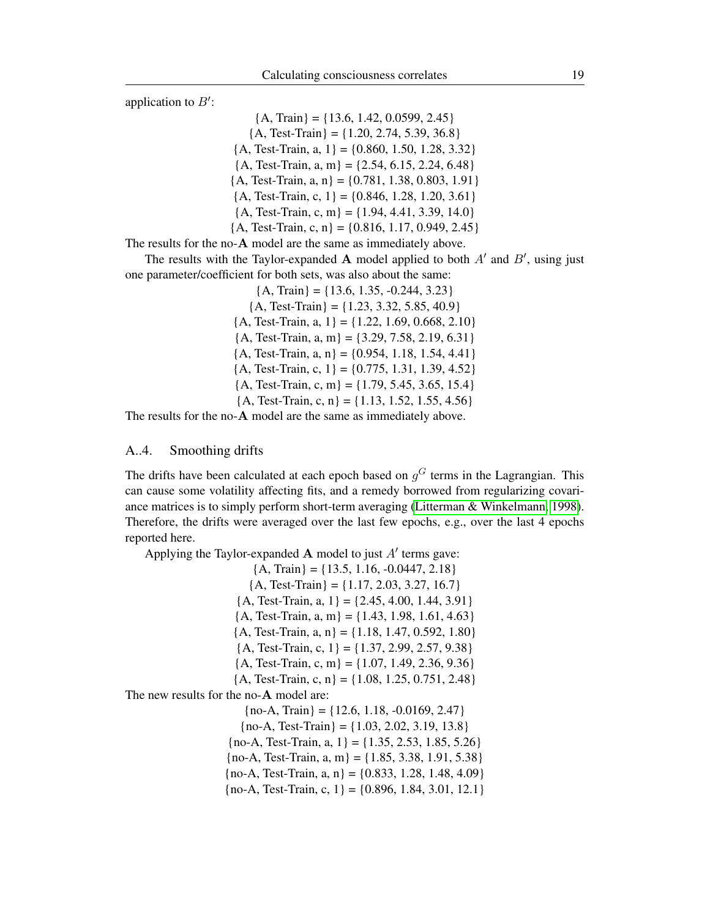application to $B'$:

{A, Train} = {13.6, 1.42, 0.0599, 2.45}
{A, Test-Train} = {1.20, 2.74, 5.39, 36.8}
{A, Test-Train, a, 1} = {0.860, 1.50, 1.28, 3.32}
{A, Test-Train, a, m} = {2.54, 6.15, 2.24, 6.48}
{A, Test-Train, a, n} = {0.781, 1.38, 0.803, 1.91}
{A, Test-Train, c, 1} = {0.846, 1.28, 1.20, 3.61}
{A, Test-Train, c, m} = {1.94, 4.41, 3.39, 14.0}
{A, Test-Train, c, n} = {0.816, 1.17, 0.949, 2.45}

The results for the no-$\mathbf{A}$ model are the same as immediately above.

The results with the Taylor-expanded $\mathbf{A}$ model applied to both $A'$ and $B'$, using just one parameter/coefficient for both sets, was also about the same:

{A, Train} = {13.6, 1.35, -0.244, 3.23}
{A, Test-Train} = {1.23, 3.32, 5.85, 40.9}
{A, Test-Train, a, 1} = {1.22, 1.69, 0.668, 2.10}
{A, Test-Train, a, m} = {3.29, 7.58, 2.19, 6.31}
{A, Test-Train, a, n} = {0.954, 1.18, 1.54, 4.41}
{A, Test-Train, c, 1} = {0.775, 1.31, 1.39, 4.52}
{A, Test-Train, c, m} = {1.79, 5.45, 3.65, 15.4}
{A, Test-Train, c, n} = {1.13, 1.52, 1.55, 4.56}

The results for the no-$\mathbf{A}$ model are the same as immediately above.

### A..4. Smoothing drifts

The drifts have been calculated at each epoch based on $g^G$ terms in the Lagrangian. This can cause some volatility affecting fits, and a remedy borrowed from regularizing covariance matrices is to simply perform short-term averaging (Litterman & Winkelmann, 1998). Therefore, the drifts were averaged over the last few epochs, e.g., over the last 4 epochs reported here.

Applying the Taylor-expanded $\mathbf{A}$ model to just $A'$ terms gave:

{A, Train} = {13.5, 1.16, -0.0447, 2.18}
{A, Test-Train} = {1.17, 2.03, 3.27, 16.7}
{A, Test-Train, a, 1} = {2.45, 4.00, 1.44, 3.91}
{A, Test-Train, a, m} = {1.43, 1.98, 1.61, 4.63}
{A, Test-Train, a, n} = {1.18, 1.47, 0.592, 1.80}
{A, Test-Train, c, 1} = {1.37, 2.99, 2.57, 9.38}
{A, Test-Train, c, m} = {1.07, 1.49, 2.36, 9.36}
{A, Test-Train, c, n} = {1.08, 1.25, 0.751, 2.48}

The new results for the no-$\mathbf{A}$ model are:

{no-A, Train} = {12.6, 1.18, -0.0169, 2.47}
{no-A, Test-Train} = {1.03, 2.02, 3.19, 13.8}
{no-A, Test-Train, a, 1} = {1.35, 2.53, 1.85, 5.26}
{no-A, Test-Train, a, m} = {1.85, 3.38, 1.91, 5.38}
{no-A, Test-Train, a, n} = {0.833, 1.28, 1.48, 4.09}
{no-A, Test-Train, c, 1} = {0.896, 1.84, 3.01, 12.1}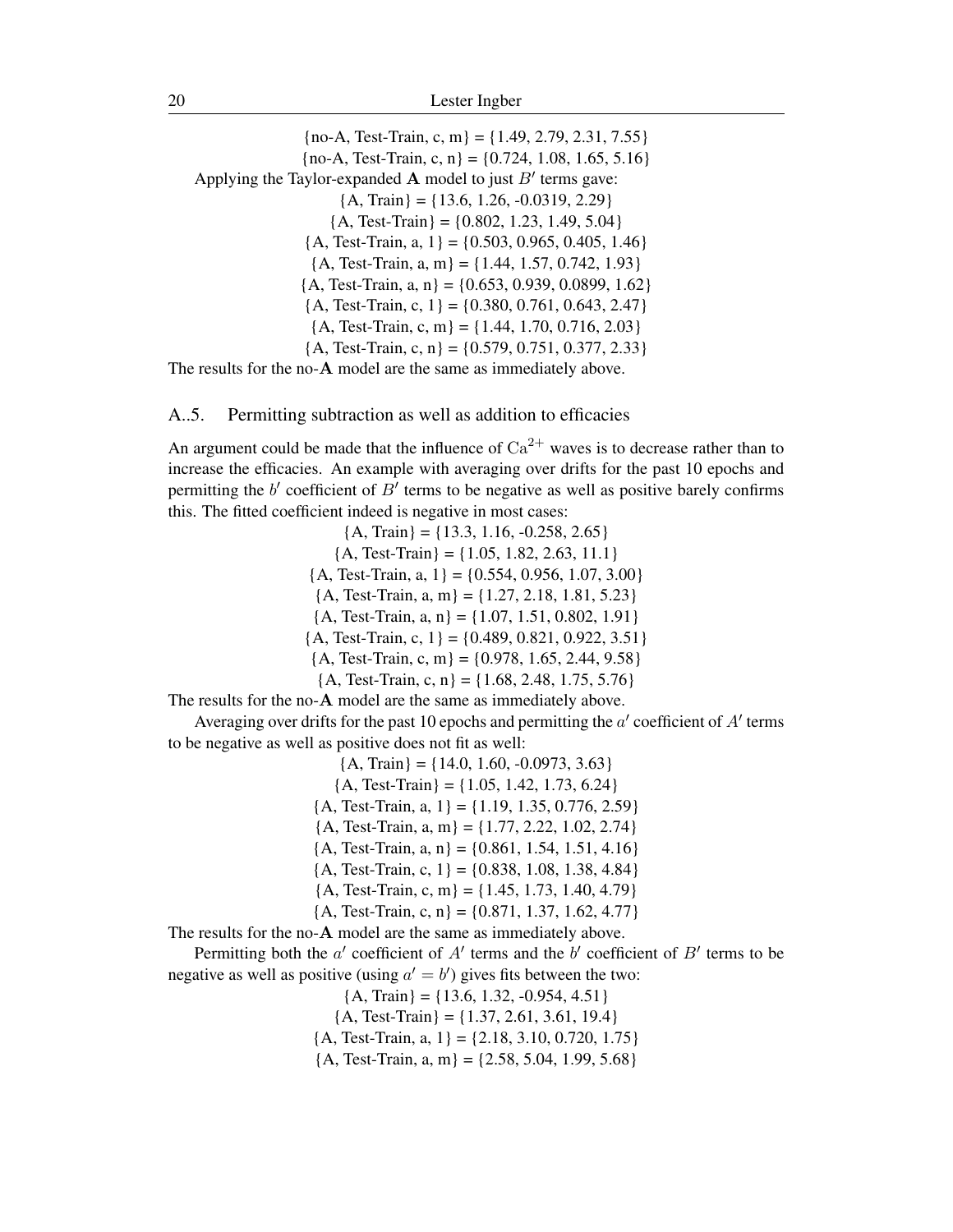{no-A, Test-Train, c, m} = {1.49, 2.79, 2.31, 7.55}

{no-A, Test-Train, c, n} = {0.724, 1.08, 1.65, 5.16}

Applying the Taylor-expanded $\mathbf{A}$ model to just $B'$ terms gave:

{A, Train} = {13.6, 1.26, -0.0319, 2.29}

{A, Test-Train} = {0.802, 1.23, 1.49, 5.04}

{A, Test-Train, a, 1} = {0.503, 0.965, 0.405, 1.46}

{A, Test-Train, a, m} = {1.44, 1.57, 0.742, 1.93}

{A, Test-Train, a, n} = {0.653, 0.939, 0.0899, 1.62}

{A, Test-Train, c, 1} = {0.380, 0.761, 0.643, 2.47}

{A, Test-Train, c, m} = {1.44, 1.70, 0.716, 2.03}

{A, Test-Train, c, n} = {0.579, 0.751, 0.377, 2.33}

The results for the no-$\mathbf{A}$ model are the same as immediately above.

### A..5. Permitting subtraction as well as addition to efficacies

An argument could be made that the influence of $\mathrm{Ca}^{2+}$ waves is to decrease rather than to increase the efficacies. An example with averaging over drifts for the past 10 epochs and permitting the $b'$ coefficient of $B'$ terms to be negative as well as positive barely confirms this. The fitted coefficient indeed is negative in most cases:

{A, Train} = {13.3, 1.16, -0.258, 2.65}

{A, Test-Train} = {1.05, 1.82, 2.63, 11.1}

{A, Test-Train, a, 1} = {0.554, 0.956, 1.07, 3.00}

{A, Test-Train, a, m} = {1.27, 2.18, 1.81, 5.23}

{A, Test-Train, a, n} = {1.07, 1.51, 0.802, 1.91}

{A, Test-Train, c, 1} = {0.489, 0.821, 0.922, 3.51}

{A, Test-Train, c, m} = {0.978, 1.65, 2.44, 9.58}

{A, Test-Train, c, n} = {1.68, 2.48, 1.75, 5.76}

The results for the no-$\mathbf{A}$ model are the same as immediately above.

Averaging over drifts for the past 10 epochs and permitting the $a'$ coefficient of $A'$ terms to be negative as well as positive does not fit as well:

{A, Train} = {14.0, 1.60, -0.0973, 3.63}

{A, Test-Train} = {1.05, 1.42, 1.73, 6.24}

{A, Test-Train, a, 1} = {1.19, 1.35, 0.776, 2.59}

{A, Test-Train, a, m} = {1.77, 2.22, 1.02, 2.74}

{A, Test-Train, a, n} = {0.861, 1.54, 1.51, 4.16}

{A, Test-Train, c, 1} = {0.838, 1.08, 1.38, 4.84}

{A, Test-Train, c, m} = {1.45, 1.73, 1.40, 4.79}

{A, Test-Train, c, n} = {0.871, 1.37, 1.62, 4.77}

The results for the no-$\mathbf{A}$ model are the same as immediately above.

Permitting both the $a'$ coefficient of $A'$ terms and the $b'$ coefficient of $B'$ terms to be negative as well as positive (using $a' = b'$) gives fits between the two:

{A, Train} = {13.6, 1.32, -0.954, 4.51}

{A, Test-Train} = {1.37, 2.61, 3.61, 19.4}

{A, Test-Train, a, 1} = {2.18, 3.10, 0.720, 1.75}

{A, Test-Train, a, m} = {2.58, 5.04, 1.99, 5.68}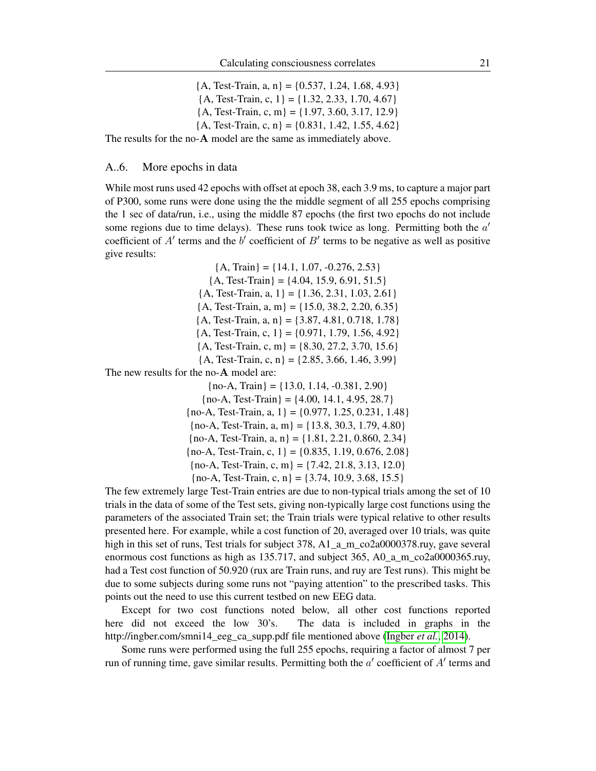{A, Test-Train, a, n} = {0.537, 1.24, 1.68, 4.93}
{A, Test-Train, c, 1} = {1.32, 2.33, 1.70, 4.67}
{A, Test-Train, c, m} = {1.97, 3.60, 3.17, 12.9}
{A, Test-Train, c, n} = {0.831, 1.42, 1.55, 4.62}

The results for the no-**A** model are the same as immediately above.

### A..6. More epochs in data

While most runs used 42 epochs with offset at epoch 38, each 3.9 ms, to capture a major part of P300, some runs were done using the the middle segment of all 255 epochs comprising the 1 sec of data/run, i.e., using the middle 87 epochs (the first two epochs do not include some regions due to time delays). These runs took twice as long. Permitting both the $a'$ coefficient of $A'$ terms and the $b'$ coefficient of $B'$ terms to be negative as well as positive give results:

{A, Train} = {14.1, 1.07, -0.276, 2.53}
{A, Test-Train} = {4.04, 15.9, 6.91, 51.5}
{A, Test-Train, a, 1} = {1.36, 2.31, 1.03, 2.61}
{A, Test-Train, a, m} = {15.0, 38.2, 2.20, 6.35}
{A, Test-Train, a, n} = {3.87, 4.81, 0.718, 1.78}
{A, Test-Train, c, 1} = {0.971, 1.79, 1.56, 4.92}
{A, Test-Train, c, m} = {8.30, 27.2, 3.70, 15.6}
{A, Test-Train, c, n} = {2.85, 3.66, 1.46, 3.99}

The new results for the no-**A** model are:

{no-A, Train} = {13.0, 1.14, -0.381, 2.90}
{no-A, Test-Train} = {4.00, 14.1, 4.95, 28.7}
{no-A, Test-Train, a, 1} = {0.977, 1.25, 0.231, 1.48}
{no-A, Test-Train, a, m} = {13.8, 30.3, 1.79, 4.80}
{no-A, Test-Train, a, n} = {1.81, 2.21, 0.860, 2.34}
{no-A, Test-Train, c, 1} = {0.835, 1.19, 0.676, 2.08}
{no-A, Test-Train, c, m} = {7.42, 21.8, 3.13, 12.0}
{no-A, Test-Train, c, n} = {3.74, 10.9, 3.68, 15.5}

The few extremely large Test-Train entries are due to non-typical trials among the set of 10 trials in the data of some of the Test sets, giving non-typically large cost functions using the parameters of the associated Train set; the Train trials were typical relative to other results presented here. For example, while a cost function of 20, averaged over 10 trials, was quite high in this set of runs, Test trials for subject 378, A1_a_m_co2a0000378.ruy, gave several enormous cost functions as high as 135.717, and subject 365, A0_a_m_co2a0000365.ruy, had a Test cost function of 50.920 (rux are Train runs, and ruy are Test runs). This might be due to some subjects during some runs not "paying attention" to the prescribed tasks. This points out the need to use this current testbed on new EEG data.

Except for two cost functions noted below, all other cost functions reported here did not exceed the low 30's. The data is included in graphs in the http://ingber.com/smni14_eeg_ca_supp.pdf file mentioned above (Ingber *et al.*, 2014).

Some runs were performed using the full 255 epochs, requiring a factor of almost 7 per run of running time, gave similar results. Permitting both the $a'$ coefficient of $A'$ terms and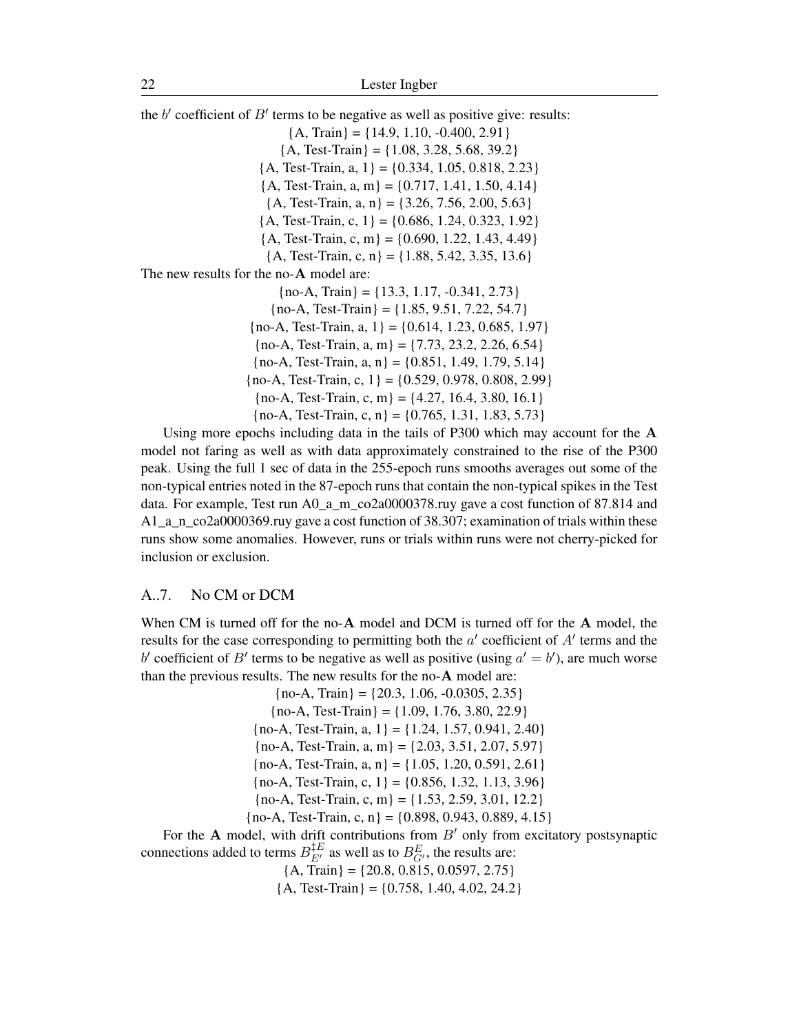the $b'$ coefficient of $B'$ terms to be negative as well as positive give: results:

{A, Train} = {14.9, 1.10, -0.400, 2.91}
{A, Test-Train} = {1.08, 3.28, 5.68, 39.2}
{A, Test-Train, a, 1} = {0.334, 1.05, 0.818, 2.23}
{A, Test-Train, a, m} = {0.717, 1.41, 1.50, 4.14}
{A, Test-Train, a, n} = {3.26, 7.56, 2.00, 5.63}
{A, Test-Train, c, 1} = {0.686, 1.24, 0.323, 1.92}
{A, Test-Train, c, m} = {0.690, 1.22, 1.43, 4.49}
{A, Test-Train, c, n} = {1.88, 5.42, 3.35, 13.6}

The new results for the no-**A** model are:

{no-A, Train} = {13.3, 1.17, -0.341, 2.73}
{no-A, Test-Train} = {1.85, 9.51, 7.22, 54.7}
{no-A, Test-Train, a, 1} = {0.614, 1.23, 0.685, 1.97}
{no-A, Test-Train, a, m} = {7.73, 23.2, 2.26, 6.54}
{no-A, Test-Train, a, n} = {0.851, 1.49, 1.79, 5.14}
{no-A, Test-Train, c, 1} = {0.529, 0.978, 0.808, 2.99}
{no-A, Test-Train, c, m} = {4.27, 16.4, 3.80, 16.1}
{no-A, Test-Train, c, n} = {0.765, 1.31, 1.83, 5.73}

Using more epochs including data in the tails of P300 which may account for the **A** model not faring as well as with data approximately constrained to the rise of the P300 peak. Using the full 1 sec of data in the 255-epoch runs smooths averages out some of the non-typical entries noted in the 87-epoch runs that contain the non-typical spikes in the Test data. For example, Test run A0_a_m_co2a0000378.ruy gave a cost function of 87.814 and A1_a_n_co2a0000369.ruy gave a cost function of 38.307; examination of trials within these runs show some anomalies. However, runs or trials within runs were not cherry-picked for inclusion or exclusion.

### A..7. No CM or DCM

When CM is turned off for the no-**A** model and DCM is turned off for the **A** model, the results for the case corresponding to permitting both the $a'$ coefficient of $A'$ terms and the $b'$ coefficient of $B'$ terms to be negative as well as positive (using $a' = b'$), are much worse than the previous results. The new results for the no-**A** model are:

{no-A, Train} = {20.3, 1.06, -0.0305, 2.35}
{no-A, Test-Train} = {1.09, 1.76, 3.80, 22.9}
{no-A, Test-Train, a, 1} = {1.24, 1.57, 0.941, 2.40}
{no-A, Test-Train, a, m} = {2.03, 3.51, 2.07, 5.97}
{no-A, Test-Train, a, n} = {1.05, 1.20, 0.591, 2.61}
{no-A, Test-Train, c, 1} = {0.856, 1.32, 1.13, 3.96}
{no-A, Test-Train, c, m} = {1.53, 2.59, 3.01, 12.2}
{no-A, Test-Train, c, n} = {0.898, 0.943, 0.889, 4.15}

For the **A** model, with drift contributions from $B'$ only from excitatory postsynaptic connections added to terms $B^{\ddagger E}_{E'}$ as well as to $B^{E}_{G'}$, the results are:

{A, Train} = {20.8, 0.815, 0.0597, 2.75}
{A, Test-Train} = {0.758, 1.40, 4.02, 24.2}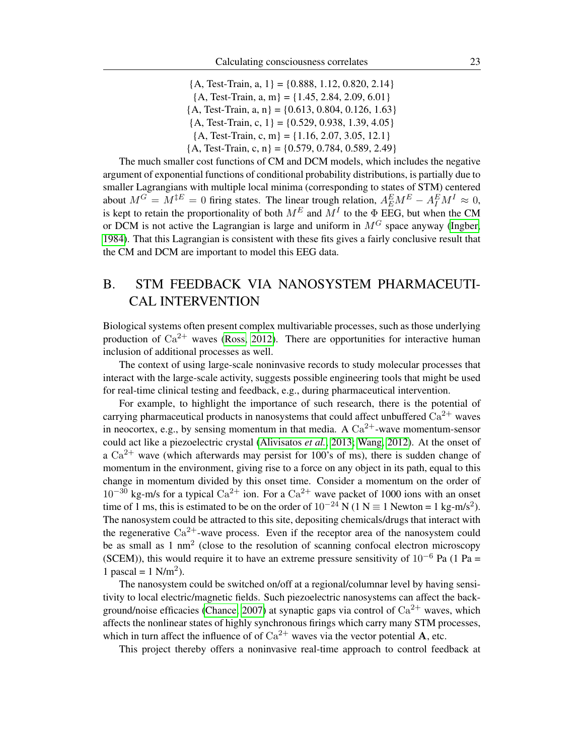{A, Test-Train, a, 1} = {0.888, 1.12, 0.820, 2.14}

{A, Test-Train, a, m} = {1.45, 2.84, 2.09, 6.01}

{A, Test-Train, a, n} = {0.613, 0.804, 0.126, 1.63}

{A, Test-Train, c, 1} = {0.529, 0.938, 1.39, 4.05}

{A, Test-Train, c, m} = {1.16, 2.07, 3.05, 12.1}

{A, Test-Train, c, n} = {0.579, 0.784, 0.589, 2.49}

The much smaller cost functions of CM and DCM models, which includes the negative argument of exponential functions of conditional probability distributions, is partially due to smaller Lagrangians with multiple local minima (corresponding to states of STM) centered about $M^G = M^{\ddagger E} = 0$ firing states. The linear trough relation, $A_E^E M^E - A_I^E M^I \approx 0$, is kept to retain the proportionality of both $M^E$ and $M^I$ to the $\Phi$ EEG, but when the CM or DCM is not active the Lagrangian is large and uniform in $M^G$ space anyway (Ingber, 1984). That this Lagrangian is consistent with these fits gives a fairly conclusive result that the CM and DCM are important to model this EEG data.

## B. STM FEEDBACK VIA NANOSYSTEM PHARMACEUTICAL INTERVENTION

Biological systems often present complex multivariable processes, such as those underlying production of $Ca^{2+}$ waves (Ross, 2012). There are opportunities for interactive human inclusion of additional processes as well.

The context of using large-scale noninvasive records to study molecular processes that interact with the large-scale activity, suggests possible engineering tools that might be used for real-time clinical testing and feedback, e.g., during pharmaceutical intervention.

For example, to highlight the importance of such research, there is the potential of carrying pharmaceutical products in nanosystems that could affect unbuffered $Ca^{2+}$ waves in neocortex, e.g., by sensing momentum in that media. A $Ca^{2+}$-wave momentum-sensor could act like a piezoelectric crystal (Alivisatos *et al.*, 2013; Wang, 2012). At the onset of a $Ca^{2+}$ wave (which afterwards may persist for 100's of ms), there is sudden change of momentum in the environment, giving rise to a force on any object in its path, equal to this change in momentum divided by this onset time. Consider a momentum on the order of $10^{-30}$ kg-m/s for a typical $Ca^{2+}$ ion. For a $Ca^{2+}$ wave packet of 1000 ions with an onset time of 1 ms, this is estimated to be on the order of $10^{-24}$ N (1 N $\equiv$ 1 Newton = 1 kg-m/s$^2$). The nanosystem could be attracted to this site, depositing chemicals/drugs that interact with the regenerative $Ca^{2+}$-wave process. Even if the receptor area of the nanosystem could be as small as 1 nm$^2$ (close to the resolution of scanning confocal electron microscopy (SCEM)), this would require it to have an extreme pressure sensitivity of $10^{-6}$ Pa (1 Pa = 1 pascal = 1 N/m$^2$).

The nanosystem could be switched on/off at a regional/columnar level by having sensitivity to local electric/magnetic fields. Such piezoelectric nanosystems can affect the background/noise efficacies (Chance, 2007) at synaptic gaps via control of $Ca^{2+}$ waves, which affects the nonlinear states of highly synchronous firings which carry many STM processes, which in turn affect the influence of of $Ca^{2+}$ waves via the vector potential $\mathbf{A}$, etc.

This project thereby offers a noninvasive real-time approach to control feedback at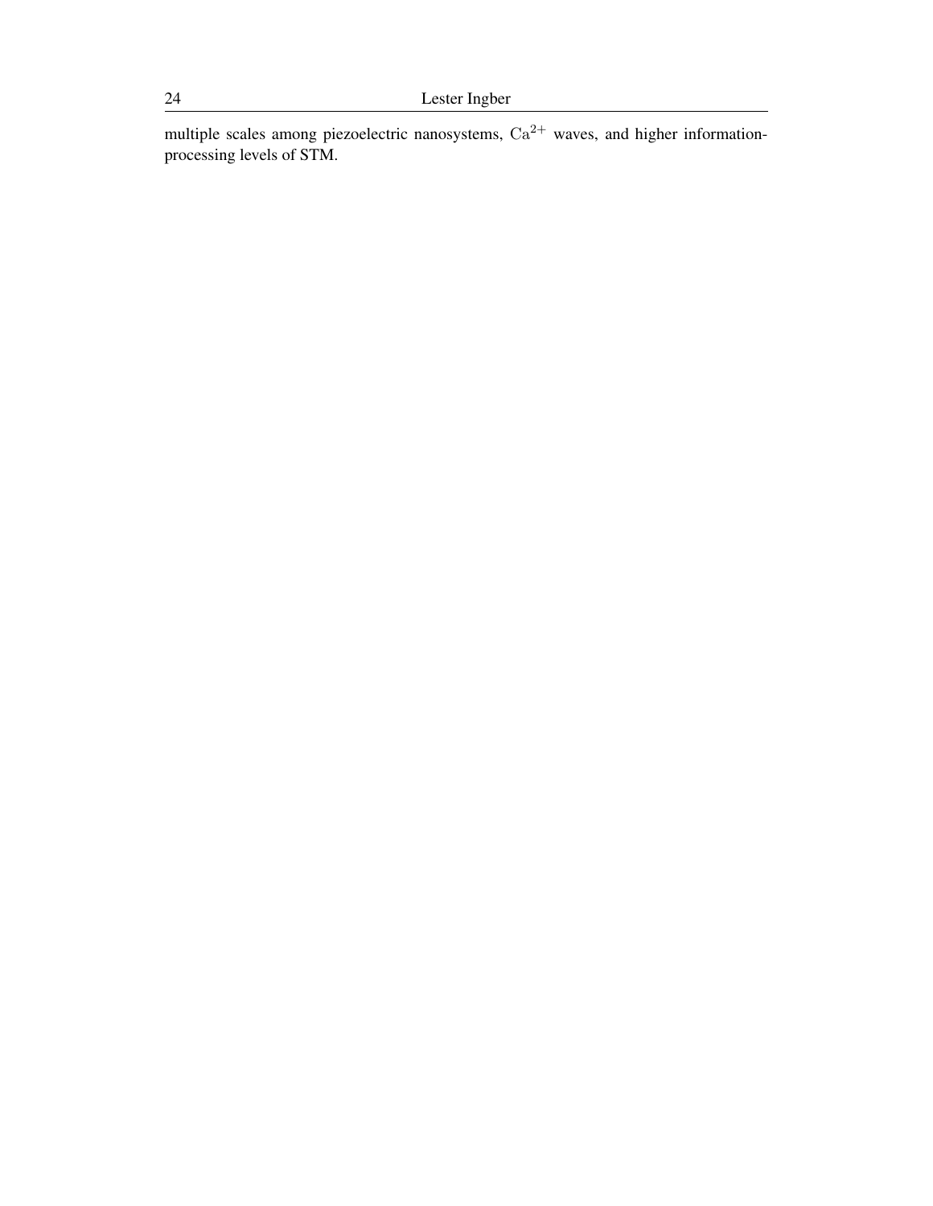multiple scales among piezoelectric nanosystems, $Ca^{2+}$ waves, and higher information-processing levels of STM.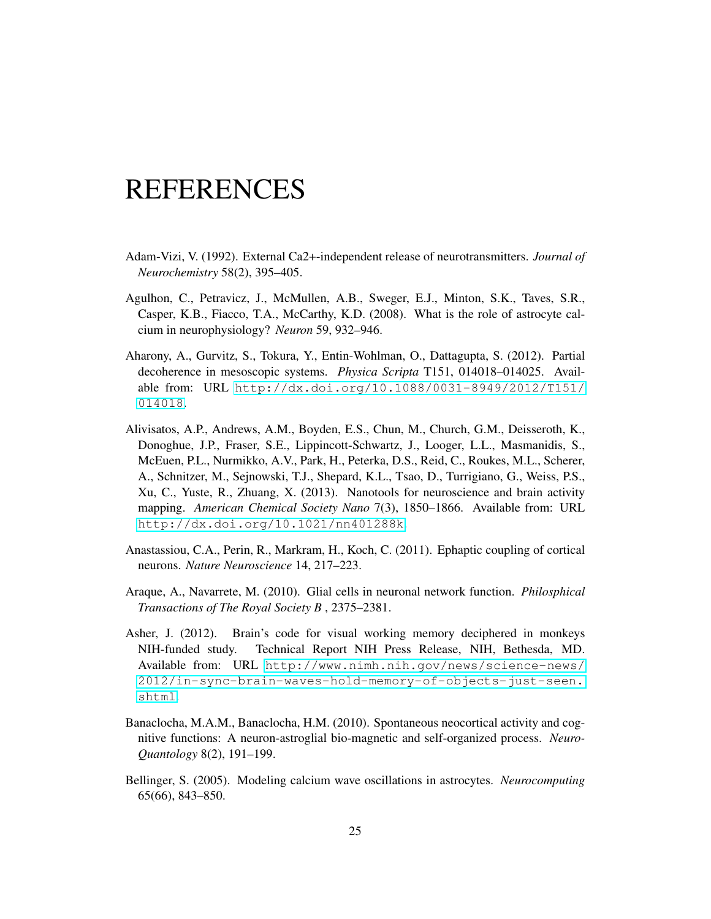# REFERENCES

Adam-Vizi, V. (1992). External Ca2+-independent release of neurotransmitters. *Journal of Neurochemistry* 58(2), 395–405.

Agulhon, C., Petravicz, J., McMullen, A.B., Sweger, E.J., Minton, S.K., Taves, S.R., Casper, K.B., Fiacco, T.A., McCarthy, K.D. (2008). What is the role of astrocyte calcium in neurophysiology? *Neuron* 59, 932–946.

Aharony, A., Gurvitz, S., Tokura, Y., Entin-Wohlman, O., Dattagupta, S. (2012). Partial decoherence in mesoscopic systems. *Physica Scripta* T151, 014018–014025. Available from: URL http://dx.doi.org/10.1088/0031-8949/2012/T151/014018.

Alivisatos, A.P., Andrews, A.M., Boyden, E.S., Chun, M., Church, G.M., Deisseroth, K., Donoghue, J.P., Fraser, S.E., Lippincott-Schwartz, J., Looger, L.L., Masmanidis, S., McEuen, P.L., Nurmikko, A.V., Park, H., Peterka, D.S., Reid, C., Roukes, M.L., Scherer, A., Schnitzer, M., Sejnowski, T.J., Shepard, K.L., Tsao, D., Turrigiano, G., Weiss, P.S., Xu, C., Yuste, R., Zhuang, X. (2013). Nanotools for neuroscience and brain activity mapping. *American Chemical Society Nano* 7(3), 1850–1866. Available from: URL http://dx.doi.org/10.1021/nn401288k.

Anastassiou, C.A., Perin, R., Markram, H., Koch, C. (2011). Ephaptic coupling of cortical neurons. *Nature Neuroscience* 14, 217–223.

Araque, A., Navarrete, M. (2010). Glial cells in neuronal network function. *Philosphical Transactions of The Royal Society B* , 2375–2381.

Asher, J. (2012). Brain's code for visual working memory deciphered in monkeys NIH-funded study. Technical Report NIH Press Release, NIH, Bethesda, MD. Available from: URL http://www.nimh.nih.gov/news/science-news/2012/in-sync-brain-waves-hold-memory-of-objects-just-seen.shtml.

Banaclocha, M.A.M., Banaclocha, H.M. (2010). Spontaneous neocortical activity and cognitive functions: A neuron-astroglial bio-magnetic and self-organized process. *NeuroQuantology* 8(2), 191–199.

Bellinger, S. (2005). Modeling calcium wave oscillations in astrocytes. *Neurocomputing* 65(66), 843–850.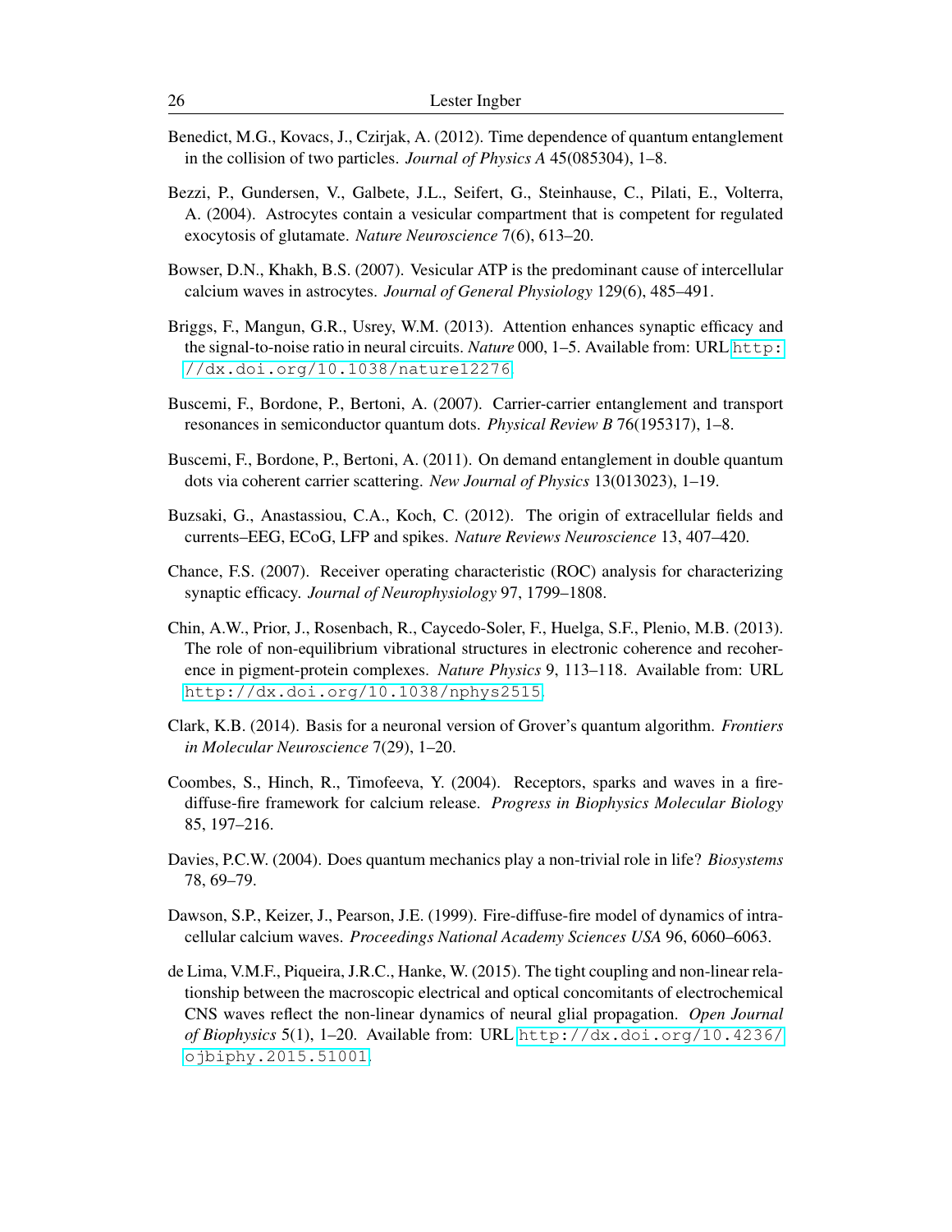Benedict, M.G., Kovacs, J., Czirjak, A. (2012). Time dependence of quantum entanglement in the collision of two particles. *Journal of Physics A* 45(085304), 1–8.

Bezzi, P., Gundersen, V., Galbete, J.L., Seifert, G., Steinhause, C., Pilati, E., Volterra, A. (2004). Astrocytes contain a vesicular compartment that is competent for regulated exocytosis of glutamate. *Nature Neuroscience* 7(6), 613–20.

Bowser, D.N., Khakh, B.S. (2007). Vesicular ATP is the predominant cause of intercellular calcium waves in astrocytes. *Journal of General Physiology* 129(6), 485–491.

Briggs, F., Mangun, G.R., Usrey, W.M. (2013). Attention enhances synaptic efficacy and the signal-to-noise ratio in neural circuits. *Nature* 000, 1–5. Available from: URL `http://dx.doi.org/10.1038/nature12276`.

Buscemi, F., Bordone, P., Bertoni, A. (2007). Carrier-carrier entanglement and transport resonances in semiconductor quantum dots. *Physical Review B* 76(195317), 1–8.

Buscemi, F., Bordone, P., Bertoni, A. (2011). On demand entanglement in double quantum dots via coherent carrier scattering. *New Journal of Physics* 13(013023), 1–19.

Buzsaki, G., Anastassiou, C.A., Koch, C. (2012). The origin of extracellular fields and currents–EEG, ECoG, LFP and spikes. *Nature Reviews Neuroscience* 13, 407–420.

Chance, F.S. (2007). Receiver operating characteristic (ROC) analysis for characterizing synaptic efficacy. *Journal of Neurophysiology* 97, 1799–1808.

Chin, A.W., Prior, J., Rosenbach, R., Caycedo-Soler, F., Huelga, S.F., Plenio, M.B. (2013). The role of non-equilibrium vibrational structures in electronic coherence and recoherence in pigment-protein complexes. *Nature Physics* 9, 113–118. Available from: URL `http://dx.doi.org/10.1038/nphys2515`.

Clark, K.B. (2014). Basis for a neuronal version of Grover's quantum algorithm. *Frontiers in Molecular Neuroscience* 7(29), 1–20.

Coombes, S., Hinch, R., Timofeeva, Y. (2004). Receptors, sparks and waves in a fire-diffuse-fire framework for calcium release. *Progress in Biophysics Molecular Biology* 85, 197–216.

Davies, P.C.W. (2004). Does quantum mechanics play a non-trivial role in life? *Biosystems* 78, 69–79.

Dawson, S.P., Keizer, J., Pearson, J.E. (1999). Fire-diffuse-fire model of dynamics of intracellular calcium waves. *Proceedings National Academy Sciences USA* 96, 6060–6063.

de Lima, V.M.F., Piqueira, J.R.C., Hanke, W. (2015). The tight coupling and non-linear relationship between the macroscopic electrical and optical concomitants of electrochemical CNS waves reflect the non-linear dynamics of neural glial propagation. *Open Journal of Biophysics* 5(1), 1–20. Available from: URL `http://dx.doi.org/10.4236/ojbiphy.2015.51001`.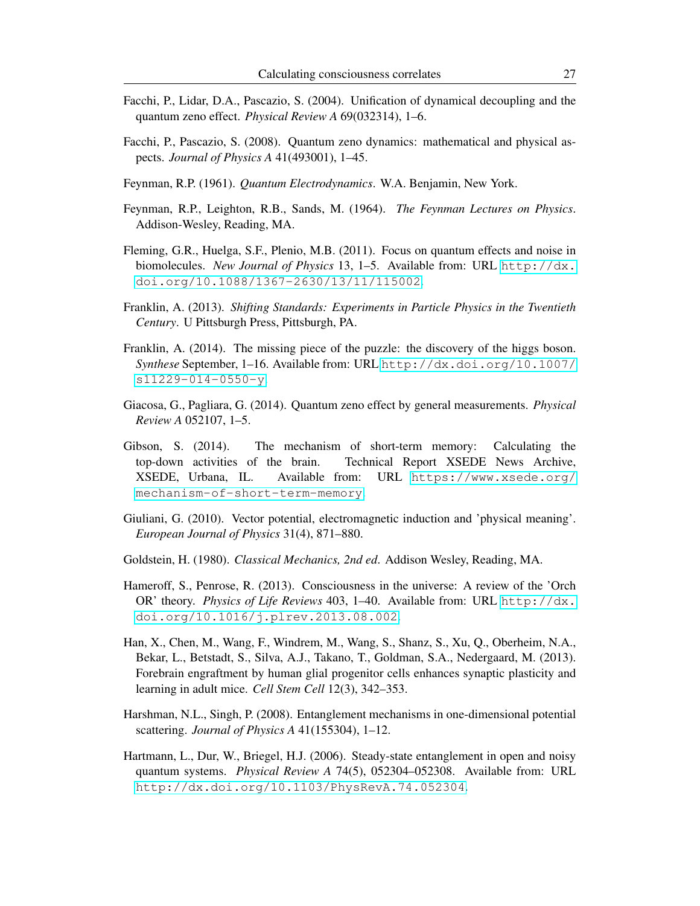Facchi, P., Lidar, D.A., Pascazio, S. (2004). Unification of dynamical decoupling and the quantum zeno effect. *Physical Review A* 69(032314), 1–6.

Facchi, P., Pascazio, S. (2008). Quantum zeno dynamics: mathematical and physical aspects. *Journal of Physics A* 41(493001), 1–45.

Feynman, R.P. (1961). *Quantum Electrodynamics*. W.A. Benjamin, New York.

Feynman, R.P., Leighton, R.B., Sands, M. (1964). *The Feynman Lectures on Physics*. Addison-Wesley, Reading, MA.

Fleming, G.R., Huelga, S.F., Plenio, M.B. (2011). Focus on quantum effects and noise in biomolecules. *New Journal of Physics* 13, 1–5. Available from: URL http://dx.doi.org/10.1088/1367-2630/13/11/115002.

Franklin, A. (2013). *Shifting Standards: Experiments in Particle Physics in the Twentieth Century*. U Pittsburgh Press, Pittsburgh, PA.

Franklin, A. (2014). The missing piece of the puzzle: the discovery of the higgs boson. *Synthese* September, 1–16. Available from: URL http://dx.doi.org/10.1007/s11229-014-0550-y.

Giacosa, G., Pagliara, G. (2014). Quantum zeno effect by general measurements. *Physical Review A* 052107, 1–5.

Gibson, S. (2014). The mechanism of short-term memory: Calculating the top-down activities of the brain. Technical Report XSEDE News Archive, XSEDE, Urbana, IL. Available from: URL https://www.xsede.org/mechanism-of-short-term-memory.

Giuliani, G. (2010). Vector potential, electromagnetic induction and 'physical meaning'. *European Journal of Physics* 31(4), 871–880.

Goldstein, H. (1980). *Classical Mechanics, 2nd ed*. Addison Wesley, Reading, MA.

Hameroff, S., Penrose, R. (2013). Consciousness in the universe: A review of the 'Orch OR' theory. *Physics of Life Reviews* 403, 1–40. Available from: URL http://dx.doi.org/10.1016/j.plrev.2013.08.002.

Han, X., Chen, M., Wang, F., Windrem, M., Wang, S., Shanz, S., Xu, Q., Oberheim, N.A., Bekar, L., Betstadt, S., Silva, A.J., Takano, T., Goldman, S.A., Nedergaard, M. (2013). Forebrain engraftment by human glial progenitor cells enhances synaptic plasticity and learning in adult mice. *Cell Stem Cell* 12(3), 342–353.

Harshman, N.L., Singh, P. (2008). Entanglement mechanisms in one-dimensional potential scattering. *Journal of Physics A* 41(155304), 1–12.

Hartmann, L., Dur, W., Briegel, H.J. (2006). Steady-state entanglement in open and noisy quantum systems. *Physical Review A* 74(5), 052304–052308. Available from: URL http://dx.doi.org/10.1103/PhysRevA.74.052304.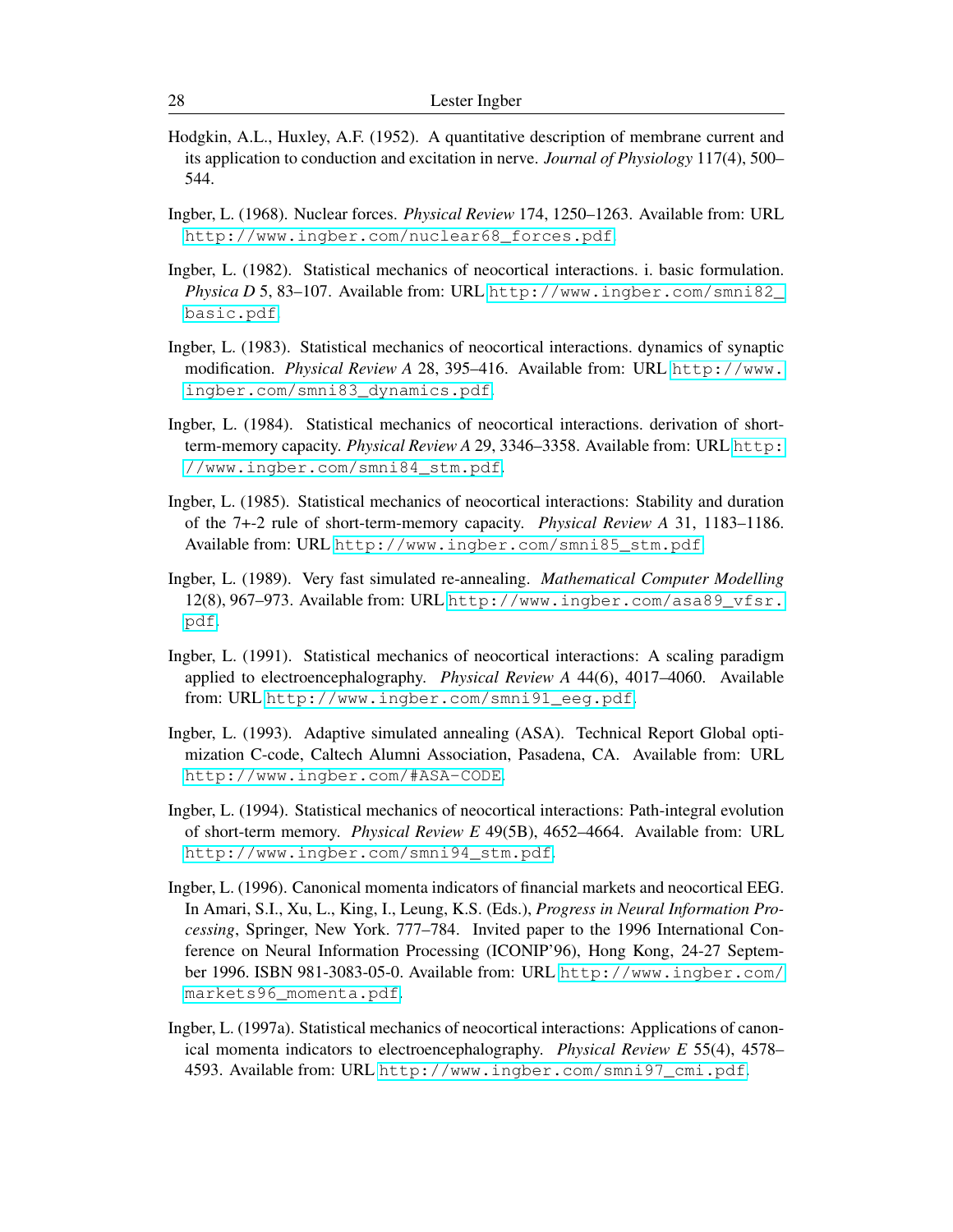Hodgkin, A.L., Huxley, A.F. (1952). A quantitative description of membrane current and its application to conduction and excitation in nerve. *Journal of Physiology* 117(4), 500–544.

Ingber, L. (1968). Nuclear forces. *Physical Review* 174, 1250–1263. Available from: URL http://www.ingber.com/nuclear68_forces.pdf.

Ingber, L. (1982). Statistical mechanics of neocortical interactions. i. basic formulation. *Physica D* 5, 83–107. Available from: URL http://www.ingber.com/smni82_basic.pdf.

Ingber, L. (1983). Statistical mechanics of neocortical interactions. dynamics of synaptic modification. *Physical Review A* 28, 395–416. Available from: URL http://www.ingber.com/smni83_dynamics.pdf.

Ingber, L. (1984). Statistical mechanics of neocortical interactions. derivation of short-term-memory capacity. *Physical Review A* 29, 3346–3358. Available from: URL http://www.ingber.com/smni84_stm.pdf.

Ingber, L. (1985). Statistical mechanics of neocortical interactions: Stability and duration of the 7+-2 rule of short-term-memory capacity. *Physical Review A* 31, 1183–1186. Available from: URL http://www.ingber.com/smni85_stm.pdf.

Ingber, L. (1989). Very fast simulated re-annealing. *Mathematical Computer Modelling* 12(8), 967–973. Available from: URL http://www.ingber.com/asa89_vfsr.pdf.

Ingber, L. (1991). Statistical mechanics of neocortical interactions: A scaling paradigm applied to electroencephalography. *Physical Review A* 44(6), 4017–4060. Available from: URL http://www.ingber.com/smni91_eeg.pdf.

Ingber, L. (1993). Adaptive simulated annealing (ASA). Technical Report Global optimization C-code, Caltech Alumni Association, Pasadena, CA. Available from: URL http://www.ingber.com/#ASA-CODE.

Ingber, L. (1994). Statistical mechanics of neocortical interactions: Path-integral evolution of short-term memory. *Physical Review E* 49(5B), 4652–4664. Available from: URL http://www.ingber.com/smni94_stm.pdf.

Ingber, L. (1996). Canonical momenta indicators of financial markets and neocortical EEG. In Amari, S.I., Xu, L., King, I., Leung, K.S. (Eds.), *Progress in Neural Information Processing*, Springer, New York. 777–784. Invited paper to the 1996 International Conference on Neural Information Processing (ICONIP'96), Hong Kong, 24-27 September 1996. ISBN 981-3083-05-0. Available from: URL http://www.ingber.com/markets96_momenta.pdf.

Ingber, L. (1997a). Statistical mechanics of neocortical interactions: Applications of canonical momenta indicators to electroencephalography. *Physical Review E* 55(4), 4578–4593. Available from: URL http://www.ingber.com/smni97_cmi.pdf.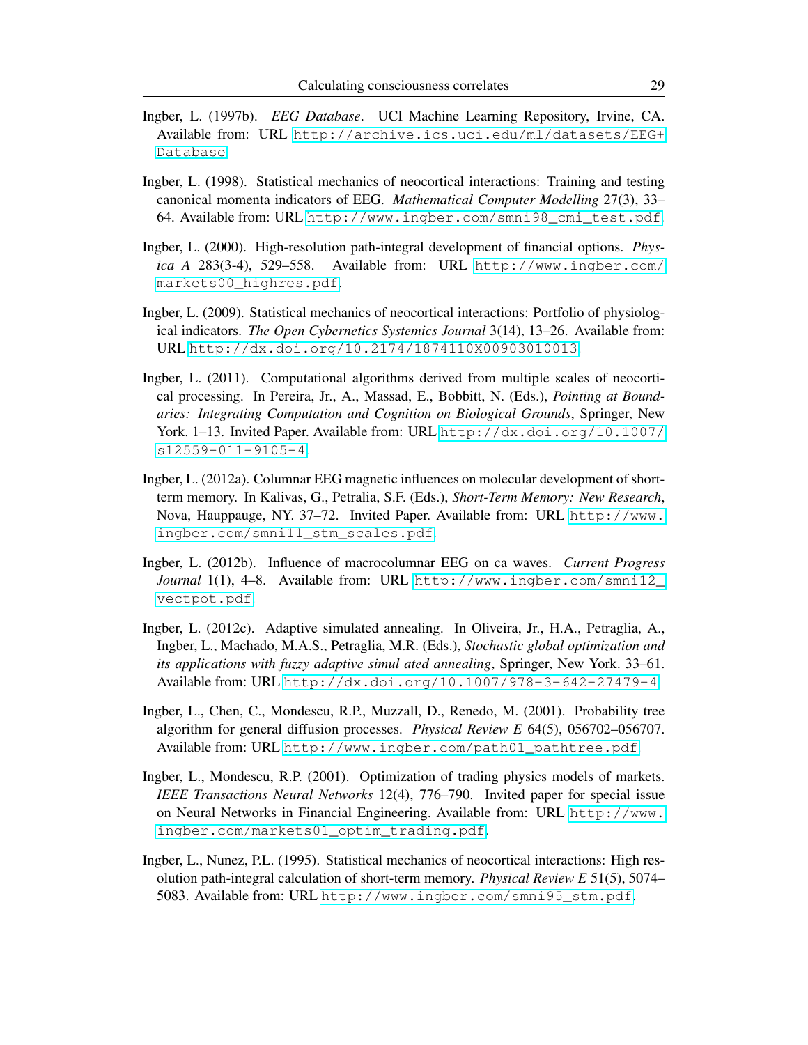Ingber, L. (1997b). *EEG Database*. UCI Machine Learning Repository, Irvine, CA. Available from: URL http://archive.ics.uci.edu/ml/datasets/EEG+Database.

Ingber, L. (1998). Statistical mechanics of neocortical interactions: Training and testing canonical momenta indicators of EEG. *Mathematical Computer Modelling* 27(3), 33–64. Available from: URL http://www.ingber.com/smni98_cmi_test.pdf.

Ingber, L. (2000). High-resolution path-integral development of financial options. *Physica A* 283(3-4), 529–558. Available from: URL http://www.ingber.com/markets00_highres.pdf.

Ingber, L. (2009). Statistical mechanics of neocortical interactions: Portfolio of physiological indicators. *The Open Cybernetics Systemics Journal* 3(14), 13–26. Available from: URL http://dx.doi.org/10.2174/1874110X00903010013.

Ingber, L. (2011). Computational algorithms derived from multiple scales of neocortical processing. In Pereira, Jr., A., Massad, E., Bobbitt, N. (Eds.), *Pointing at Boundaries: Integrating Computation and Cognition on Biological Grounds*, Springer, New York. 1–13. Invited Paper. Available from: URL http://dx.doi.org/10.1007/s12559-011-9105-4.

Ingber, L. (2012a). Columnar EEG magnetic influences on molecular development of short-term memory. In Kalivas, G., Petralia, S.F. (Eds.), *Short-Term Memory: New Research*, Nova, Hauppauge, NY. 37–72. Invited Paper. Available from: URL http://www.ingber.com/smni11_stm_scales.pdf.

Ingber, L. (2012b). Influence of macrocolumnar EEG on ca waves. *Current Progress Journal* 1(1), 4–8. Available from: URL http://www.ingber.com/smni12_vectpot.pdf.

Ingber, L. (2012c). Adaptive simulated annealing. In Oliveira, Jr., H.A., Petraglia, A., Ingber, L., Machado, M.A.S., Petraglia, M.R. (Eds.), *Stochastic global optimization and its applications with fuzzy adaptive simul ated annealing*, Springer, New York. 33–61. Available from: URL http://dx.doi.org/10.1007/978-3-642-27479-4.

Ingber, L., Chen, C., Mondescu, R.P., Muzzall, D., Renedo, M. (2001). Probability tree algorithm for general diffusion processes. *Physical Review E* 64(5), 056702–056707. Available from: URL http://www.ingber.com/path01_pathtree.pdf.

Ingber, L., Mondescu, R.P. (2001). Optimization of trading physics models of markets. *IEEE Transactions Neural Networks* 12(4), 776–790. Invited paper for special issue on Neural Networks in Financial Engineering. Available from: URL http://www.ingber.com/markets01_optim_trading.pdf.

Ingber, L., Nunez, P.L. (1995). Statistical mechanics of neocortical interactions: High resolution path-integral calculation of short-term memory. *Physical Review E* 51(5), 5074–5083. Available from: URL http://www.ingber.com/smni95_stm.pdf.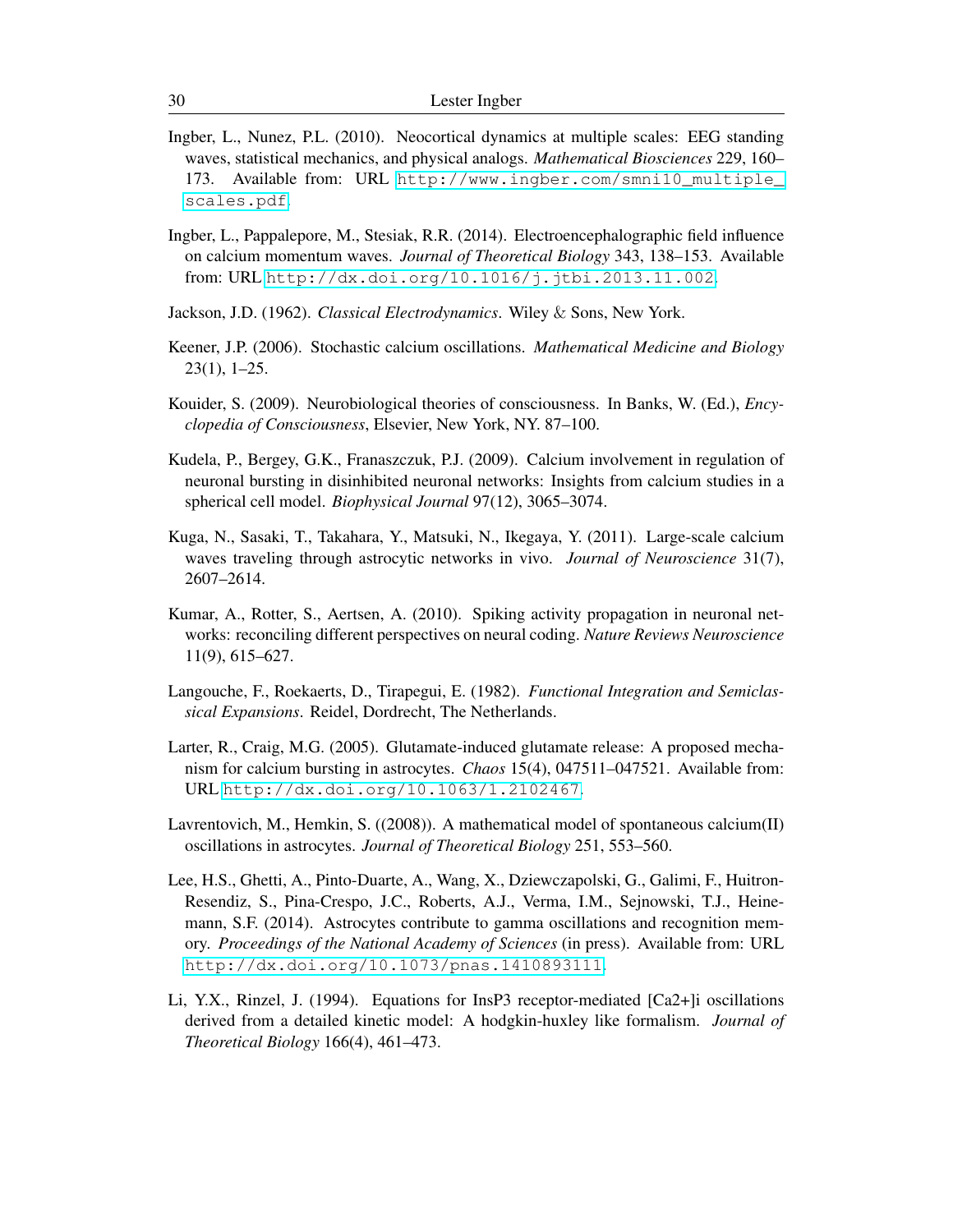Ingber, L., Nunez, P.L. (2010). Neocortical dynamics at multiple scales: EEG standing waves, statistical mechanics, and physical analogs. *Mathematical Biosciences* 229, 160–173. Available from: URL http://www.ingber.com/smni10_multiple_scales.pdf.

Ingber, L., Pappalepore, M., Stesiak, R.R. (2014). Electroencephalographic field influence on calcium momentum waves. *Journal of Theoretical Biology* 343, 138–153. Available from: URL http://dx.doi.org/10.1016/j.jtbi.2013.11.002.

Jackson, J.D. (1962). *Classical Electrodynamics*. Wiley & Sons, New York.

Keener, J.P. (2006). Stochastic calcium oscillations. *Mathematical Medicine and Biology* 23(1), 1–25.

Kouider, S. (2009). Neurobiological theories of consciousness. In Banks, W. (Ed.), *Encyclopedia of Consciousness*, Elsevier, New York, NY. 87–100.

Kudela, P., Bergey, G.K., Franaszczuk, P.J. (2009). Calcium involvement in regulation of neuronal bursting in disinhibited neuronal networks: Insights from calcium studies in a spherical cell model. *Biophysical Journal* 97(12), 3065–3074.

Kuga, N., Sasaki, T., Takahara, Y., Matsuki, N., Ikegaya, Y. (2011). Large-scale calcium waves traveling through astrocytic networks in vivo. *Journal of Neuroscience* 31(7), 2607–2614.

Kumar, A., Rotter, S., Aertsen, A. (2010). Spiking activity propagation in neuronal networks: reconciling different perspectives on neural coding. *Nature Reviews Neuroscience* 11(9), 615–627.

Langouche, F., Roekaerts, D., Tirapegui, E. (1982). *Functional Integration and Semiclassical Expansions*. Reidel, Dordrecht, The Netherlands.

Larter, R., Craig, M.G. (2005). Glutamate-induced glutamate release: A proposed mechanism for calcium bursting in astrocytes. *Chaos* 15(4), 047511–047521. Available from: URL http://dx.doi.org/10.1063/1.2102467.

Lavrentovich, M., Hemkin, S. ((2008)). A mathematical model of spontaneous calcium(II) oscillations in astrocytes. *Journal of Theoretical Biology* 251, 553–560.

Lee, H.S., Ghetti, A., Pinto-Duarte, A., Wang, X., Dziewczapolski, G., Galimi, F., Huitron-Resendiz, S., Pina-Crespo, J.C., Roberts, A.J., Verma, I.M., Sejnowski, T.J., Heinemann, S.F. (2014). Astrocytes contribute to gamma oscillations and recognition memory. *Proceedings of the National Academy of Sciences* (in press). Available from: URL http://dx.doi.org/10.1073/pnas.1410893111.

Li, Y.X., Rinzel, J. (1994). Equations for InsP3 receptor-mediated [Ca2+]i oscillations derived from a detailed kinetic model: A hodgkin-huxley like formalism. *Journal of Theoretical Biology* 166(4), 461–473.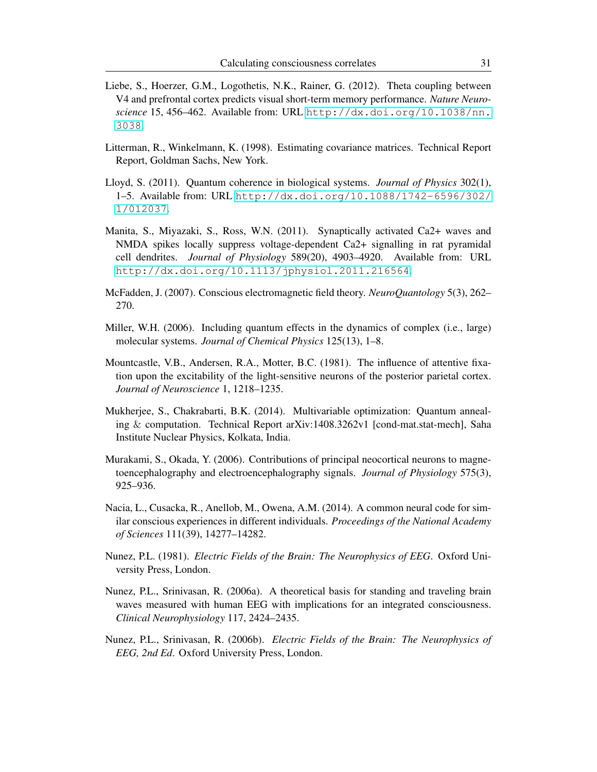Liebe, S., Hoerzer, G.M., Logothetis, N.K., Rainer, G. (2012). Theta coupling between V4 and prefrontal cortex predicts visual short-term memory performance. *Nature Neuroscience* 15, 456–462. Available from: URL http://dx.doi.org/10.1038/nn.3038.

Litterman, R., Winkelmann, K. (1998). Estimating covariance matrices. Technical Report Report, Goldman Sachs, New York.

Lloyd, S. (2011). Quantum coherence in biological systems. *Journal of Physics* 302(1), 1–5. Available from: URL http://dx.doi.org/10.1088/1742-6596/302/1/012037.

Manita, S., Miyazaki, S., Ross, W.N. (2011). Synaptically activated Ca2+ waves and NMDA spikes locally suppress voltage-dependent Ca2+ signalling in rat pyramidal cell dendrites. *Journal of Physiology* 589(20), 4903–4920. Available from: URL http://dx.doi.org/10.1113/jphysiol.2011.216564.

McFadden, J. (2007). Conscious electromagnetic field theory. *NeuroQuantology* 5(3), 262–270.

Miller, W.H. (2006). Including quantum effects in the dynamics of complex (i.e., large) molecular systems. *Journal of Chemical Physics* 125(13), 1–8.

Mountcastle, V.B., Andersen, R.A., Motter, B.C. (1981). The influence of attentive fixation upon the excitability of the light-sensitive neurons of the posterior parietal cortex. *Journal of Neuroscience* 1, 1218–1235.

Mukherjee, S., Chakrabarti, B.K. (2014). Multivariable optimization: Quantum annealing & computation. Technical Report arXiv:1408.3262v1 [cond-mat.stat-mech], Saha Institute Nuclear Physics, Kolkata, India.

Murakami, S., Okada, Y. (2006). Contributions of principal neocortical neurons to magnetoencephalography and electroencephalography signals. *Journal of Physiology* 575(3), 925–936.

Nacia, L., Cusacka, R., Anellob, M., Owena, A.M. (2014). A common neural code for similar conscious experiences in different individuals. *Proceedings of the National Academy of Sciences* 111(39), 14277–14282.

Nunez, P.L. (1981). *Electric Fields of the Brain: The Neurophysics of EEG*. Oxford University Press, London.

Nunez, P.L., Srinivasan, R. (2006a). A theoretical basis for standing and traveling brain waves measured with human EEG with implications for an integrated consciousness. *Clinical Neurophysiology* 117, 2424–2435.

Nunez, P.L., Srinivasan, R. (2006b). *Electric Fields of the Brain: The Neurophysics of EEG, 2nd Ed*. Oxford University Press, London.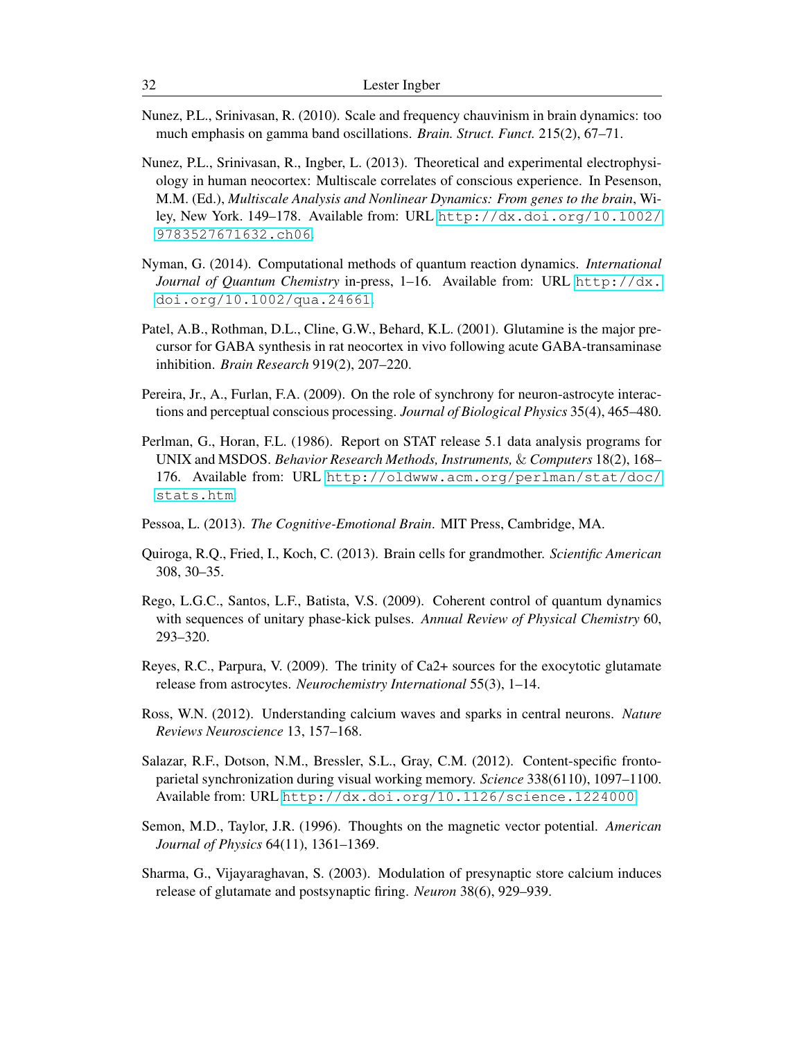Nunez, P.L., Srinivasan, R. (2010). Scale and frequency chauvinism in brain dynamics: too much emphasis on gamma band oscillations. *Brain. Struct. Funct.* 215(2), 67–71.

Nunez, P.L., Srinivasan, R., Ingber, L. (2013). Theoretical and experimental electrophysiology in human neocortex: Multiscale correlates of conscious experience. In Pesenson, M.M. (Ed.), *Multiscale Analysis and Nonlinear Dynamics: From genes to the brain*, Wiley, New York. 149–178. Available from: URL http://dx.doi.org/10.1002/9783527671632.ch06.

Nyman, G. (2014). Computational methods of quantum reaction dynamics. *International Journal of Quantum Chemistry* in-press, 1–16. Available from: URL http://dx.doi.org/10.1002/qua.24661.

Patel, A.B., Rothman, D.L., Cline, G.W., Behard, K.L. (2001). Glutamine is the major precursor for GABA synthesis in rat neocortex in vivo following acute GABA-transaminase inhibition. *Brain Research* 919(2), 207–220.

Pereira, Jr., A., Furlan, F.A. (2009). On the role of synchrony for neuron-astrocyte interactions and perceptual conscious processing. *Journal of Biological Physics* 35(4), 465–480.

Perlman, G., Horan, F.L. (1986). Report on STAT release 5.1 data analysis programs for UNIX and MSDOS. *Behavior Research Methods, Instruments, & Computers* 18(2), 168–176. Available from: URL http://oldwww.acm.org/perlman/stat/doc/stats.htm.

Pessoa, L. (2013). *The Cognitive-Emotional Brain*. MIT Press, Cambridge, MA.

Quiroga, R.Q., Fried, I., Koch, C. (2013). Brain cells for grandmother. *Scientific American* 308, 30–35.

Rego, L.G.C., Santos, L.F., Batista, V.S. (2009). Coherent control of quantum dynamics with sequences of unitary phase-kick pulses. *Annual Review of Physical Chemistry* 60, 293–320.

Reyes, R.C., Parpura, V. (2009). The trinity of Ca2+ sources for the exocytotic glutamate release from astrocytes. *Neurochemistry International* 55(3), 1–14.

Ross, W.N. (2012). Understanding calcium waves and sparks in central neurons. *Nature Reviews Neuroscience* 13, 157–168.

Salazar, R.F., Dotson, N.M., Bressler, S.L., Gray, C.M. (2012). Content-specific fronto-parietal synchronization during visual working memory. *Science* 338(6110), 1097–1100. Available from: URL http://dx.doi.org/10.1126/science.1224000.

Semon, M.D., Taylor, J.R. (1996). Thoughts on the magnetic vector potential. *American Journal of Physics* 64(11), 1361–1369.

Sharma, G., Vijayaraghavan, S. (2003). Modulation of presynaptic store calcium induces release of glutamate and postsynaptic firing. *Neuron* 38(6), 929–939.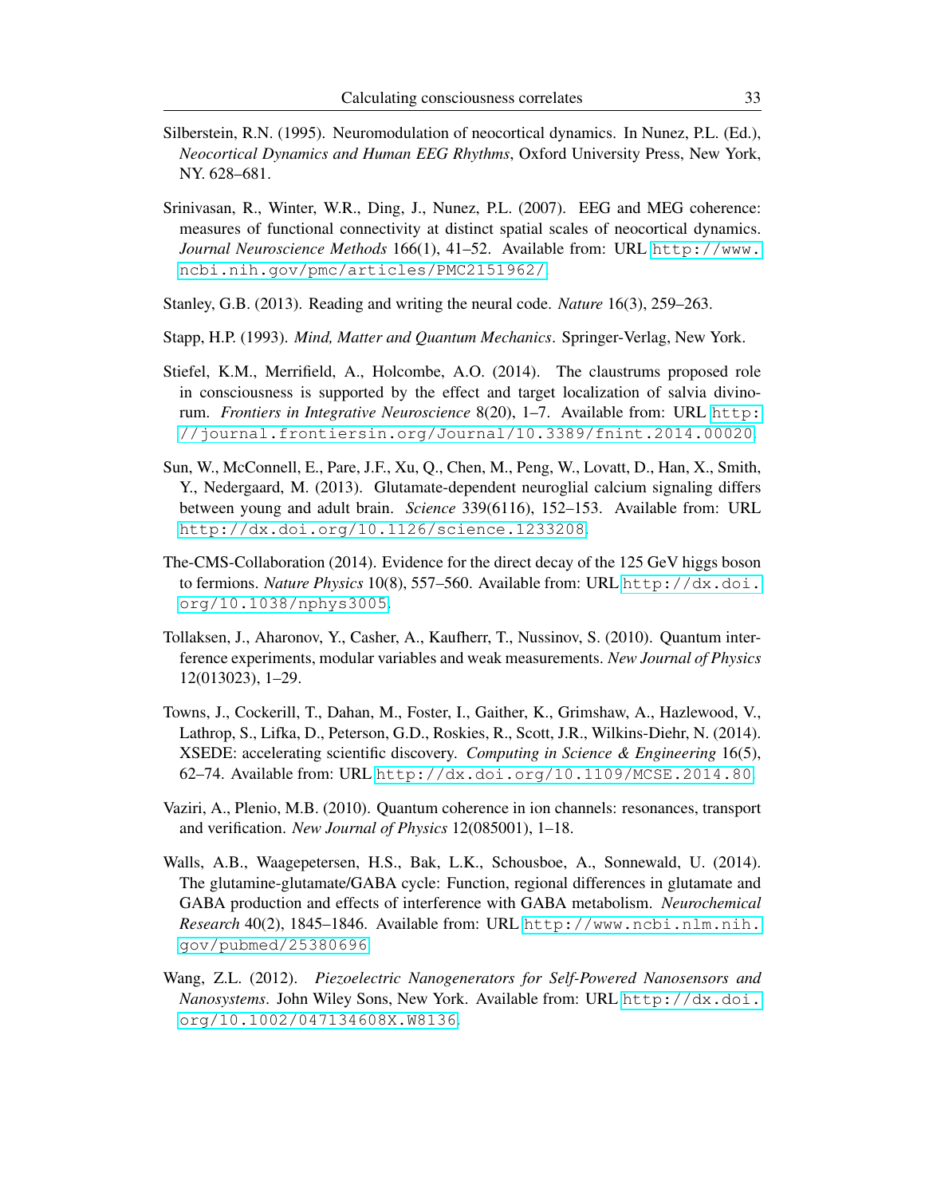Silberstein, R.N. (1995). Neuromodulation of neocortical dynamics. In Nunez, P.L. (Ed.), *Neocortical Dynamics and Human EEG Rhythms*, Oxford University Press, New York, NY. 628–681.

Srinivasan, R., Winter, W.R., Ding, J., Nunez, P.L. (2007). EEG and MEG coherence: measures of functional connectivity at distinct spatial scales of neocortical dynamics. *Journal Neuroscience Methods* 166(1), 41–52. Available from: URL http://www.ncbi.nih.gov/pmc/articles/PMC2151962/.

Stanley, G.B. (2013). Reading and writing the neural code. *Nature* 16(3), 259–263.

Stapp, H.P. (1993). *Mind, Matter and Quantum Mechanics*. Springer-Verlag, New York.

Stiefel, K.M., Merrifield, A., Holcombe, A.O. (2014). The claustrums proposed role in consciousness is supported by the effect and target localization of salvia divinorum. *Frontiers in Integrative Neuroscience* 8(20), 1–7. Available from: URL http://journal.frontiersin.org/Journal/10.3389/fnint.2014.00020.

Sun, W., McConnell, E., Pare, J.F., Xu, Q., Chen, M., Peng, W., Lovatt, D., Han, X., Smith, Y., Nedergaard, M. (2013). Glutamate-dependent neuroglial calcium signaling differs between young and adult brain. *Science* 339(6116), 152–153. Available from: URL http://dx.doi.org/10.1126/science.1233208.

The-CMS-Collaboration (2014). Evidence for the direct decay of the 125 GeV higgs boson to fermions. *Nature Physics* 10(8), 557–560. Available from: URL http://dx.doi.org/10.1038/nphys3005.

Tollaksen, J., Aharonov, Y., Casher, A., Kaufherr, T., Nussinov, S. (2010). Quantum interference experiments, modular variables and weak measurements. *New Journal of Physics* 12(013023), 1–29.

Towns, J., Cockerill, T., Dahan, M., Foster, I., Gaither, K., Grimshaw, A., Hazlewood, V., Lathrop, S., Lifka, D., Peterson, G.D., Roskies, R., Scott, J.R., Wilkins-Diehr, N. (2014). XSEDE: accelerating scientific discovery. *Computing in Science & Engineering* 16(5), 62–74. Available from: URL http://dx.doi.org/10.1109/MCSE.2014.80.

Vaziri, A., Plenio, M.B. (2010). Quantum coherence in ion channels: resonances, transport and verification. *New Journal of Physics* 12(085001), 1–18.

Walls, A.B., Waagepetersen, H.S., Bak, L.K., Schousboe, A., Sonnewald, U. (2014). The glutamine-glutamate/GABA cycle: Function, regional differences in glutamate and GABA production and effects of interference with GABA metabolism. *Neurochemical Research* 40(2), 1845–1846. Available from: URL http://www.ncbi.nlm.nih.gov/pubmed/25380696.

Wang, Z.L. (2012). *Piezoelectric Nanogenerators for Self-Powered Nanosensors and Nanosystems*. John Wiley Sons, New York. Available from: URL http://dx.doi.org/10.1002/047134608X.W8136.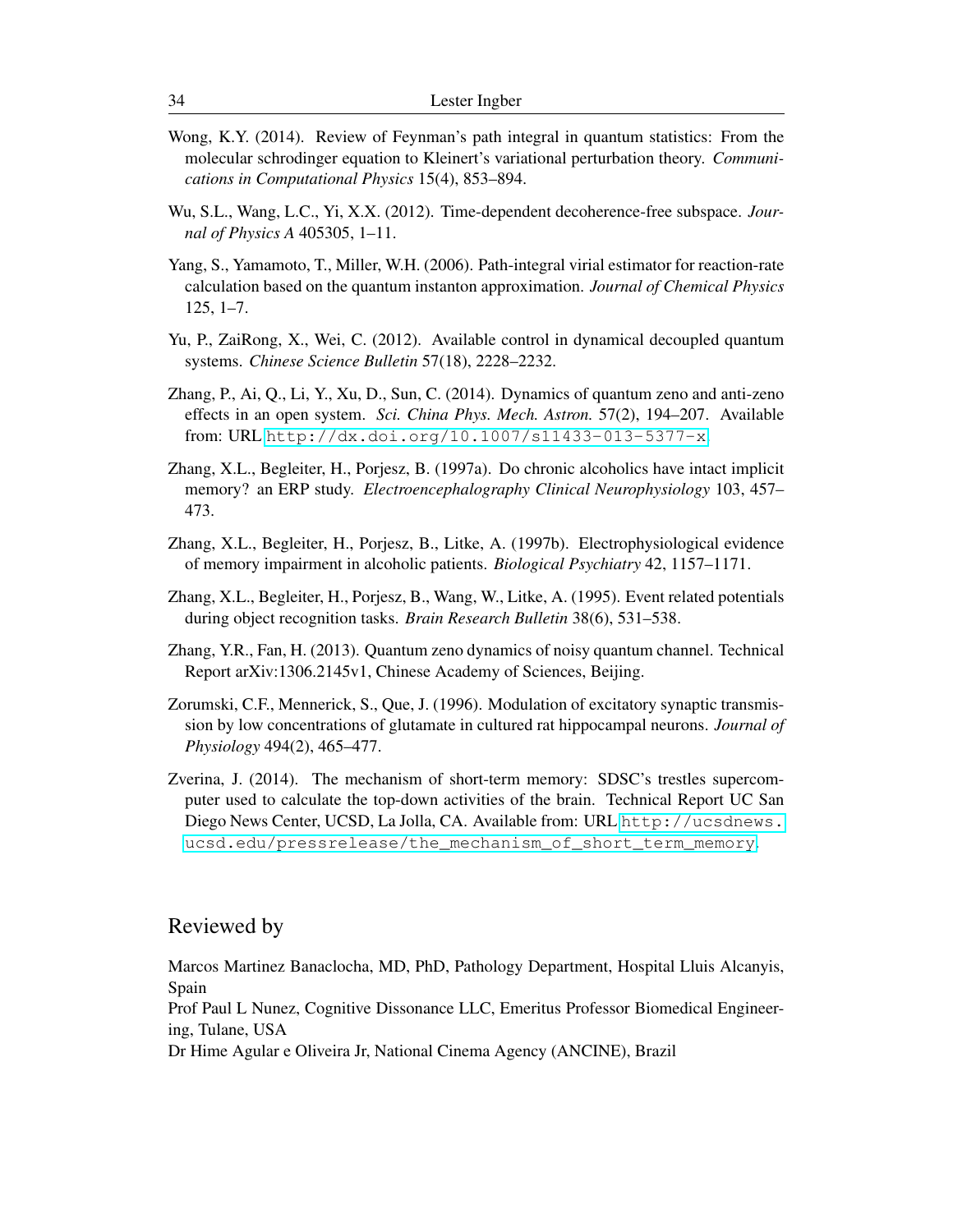Wong, K.Y. (2014). Review of Feynman's path integral in quantum statistics: From the molecular schrodinger equation to Kleinert's variational perturbation theory. *Communications in Computational Physics* 15(4), 853–894.

Wu, S.L., Wang, L.C., Yi, X.X. (2012). Time-dependent decoherence-free subspace. *Journal of Physics A* 405305, 1–11.

Yang, S., Yamamoto, T., Miller, W.H. (2006). Path-integral virial estimator for reaction-rate calculation based on the quantum instanton approximation. *Journal of Chemical Physics* 125, 1–7.

Yu, P., ZaiRong, X., Wei, C. (2012). Available control in dynamical decoupled quantum systems. *Chinese Science Bulletin* 57(18), 2228–2232.

Zhang, P., Ai, Q., Li, Y., Xu, D., Sun, C. (2014). Dynamics of quantum zeno and anti-zeno effects in an open system. *Sci. China Phys. Mech. Astron.* 57(2), 194–207. Available from: URL http://dx.doi.org/10.1007/s11433-013-5377-x

Zhang, X.L., Begleiter, H., Porjesz, B. (1997a). Do chronic alcoholics have intact implicit memory? an ERP study. *Electroencephalography Clinical Neurophysiology* 103, 457–473.

Zhang, X.L., Begleiter, H., Porjesz, B., Litke, A. (1997b). Electrophysiological evidence of memory impairment in alcoholic patients. *Biological Psychiatry* 42, 1157–1171.

Zhang, X.L., Begleiter, H., Porjesz, B., Wang, W., Litke, A. (1995). Event related potentials during object recognition tasks. *Brain Research Bulletin* 38(6), 531–538.

Zhang, Y.R., Fan, H. (2013). Quantum zeno dynamics of noisy quantum channel. Technical Report arXiv:1306.2145v1, Chinese Academy of Sciences, Beijing.

Zorumski, C.F., Mennerick, S., Que, J. (1996). Modulation of excitatory synaptic transmission by low concentrations of glutamate in cultured rat hippocampal neurons. *Journal of Physiology* 494(2), 465–477.

Zverina, J. (2014). The mechanism of short-term memory: SDSC's trestles supercomputer used to calculate the top-down activities of the brain. Technical Report UC San Diego News Center, UCSD, La Jolla, CA. Available from: URL http://ucsdnews.ucsd.edu/pressrelease/the_mechanism_of_short_term_memory.

## Reviewed by

Marcos Martinez Banaclocha, MD, PhD, Pathology Department, Hospital Lluis Alcanyis, Spain
Prof Paul L Nunez, Cognitive Dissonance LLC, Emeritus Professor Biomedical Engineering, Tulane, USA
Dr Hime Agular e Oliveira Jr, National Cinema Agency (ANCINE), Brazil